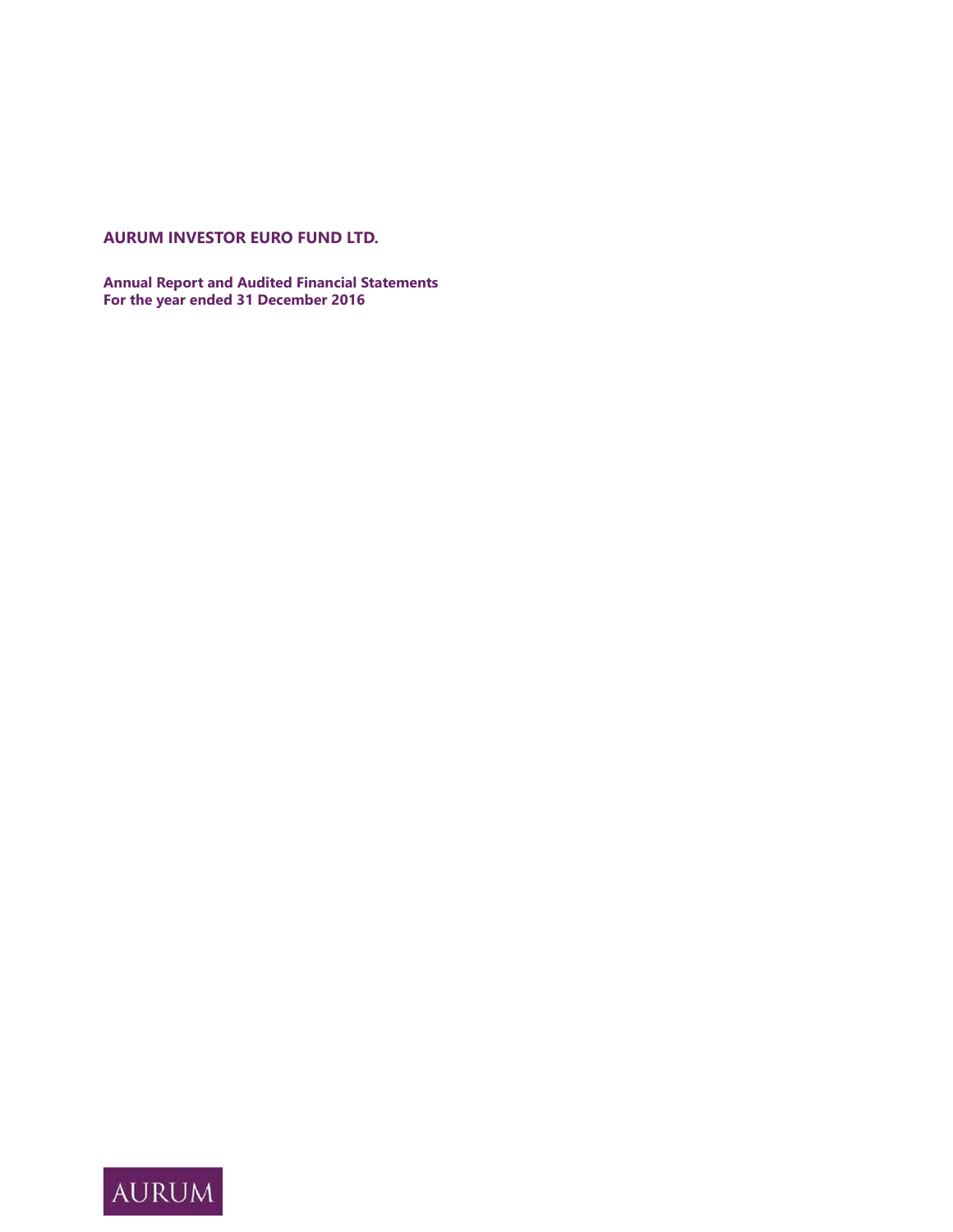# AURUM INVESTOR EURO FUND LTD.

**Annual Report and Audited Financial Statements**
**For the year ended 31 December 2016**

AURUM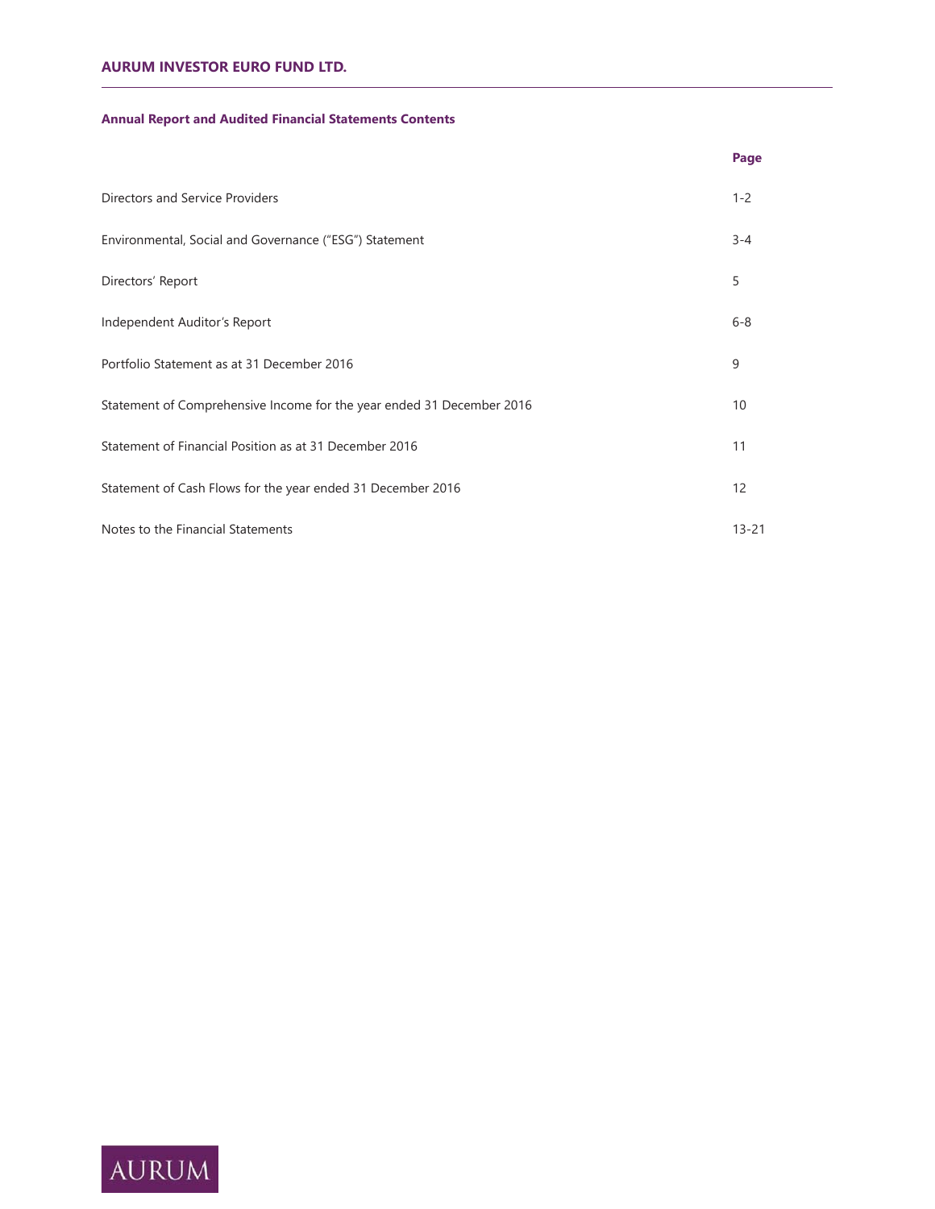**AURUM INVESTOR EURO FUND LTD.**

## Annual Report and Audited Financial Statements Contents

| | Page |
|---|---|
| Directors and Service Providers | 1-2 |
| Environmental, Social and Governance ("ESG") Statement | 3-4 |
| Directors' Report | 5 |
| Independent Auditor's Report | 6-8 |
| Portfolio Statement as at 31 December 2016 | 9 |
| Statement of Comprehensive Income for the year ended 31 December 2016 | 10 |
| Statement of Financial Position as at 31 December 2016 | 11 |
| Statement of Cash Flows for the year ended 31 December 2016 | 12 |
| Notes to the Financial Statements | 13-21 |

AURUM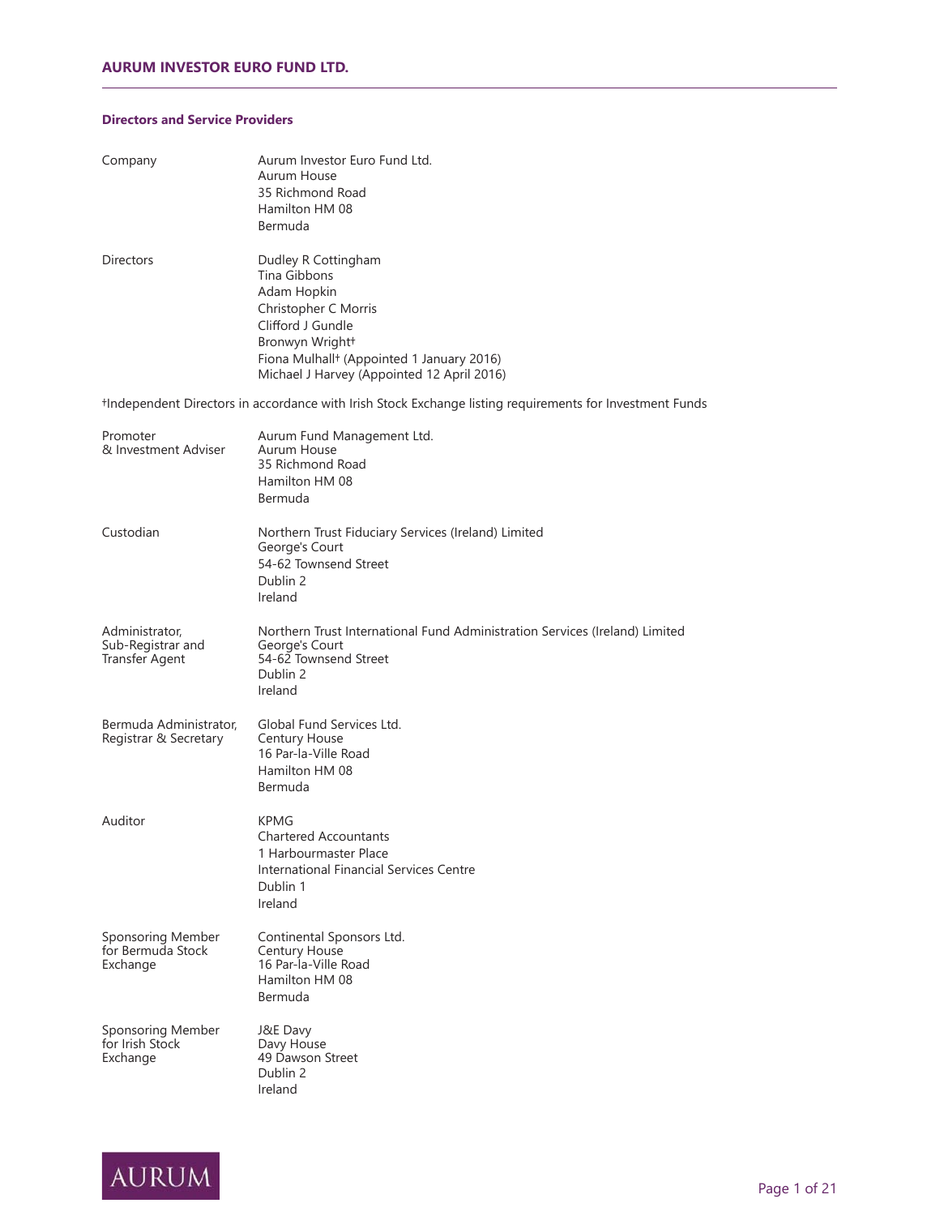## Directors and Service Providers

| | |
|---|---|
| Company | Aurum Investor Euro Fund Ltd.<br>Aurum House<br>35 Richmond Road<br>Hamilton HM 08<br>Bermuda |
| Directors | Dudley R Cottingham<br>Tina Gibbons<br>Adam Hopkin<br>Christopher C Morris<br>Clifford J Gundle<br>Bronwyn Wright†<br>Fiona Mulhall† (Appointed 1 January 2016)<br>Michael J Harvey (Appointed 12 April 2016) |

†Independent Directors in accordance with Irish Stock Exchange listing requirements for Investment Funds

| | |
|---|---|
| Promoter & Investment Adviser | Aurum Fund Management Ltd.<br>Aurum House<br>35 Richmond Road<br>Hamilton HM 08<br>Bermuda |
| Custodian | Northern Trust Fiduciary Services (Ireland) Limited<br>George's Court<br>54-62 Townsend Street<br>Dublin 2<br>Ireland |
| Administrator, Sub-Registrar and Transfer Agent | Northern Trust International Fund Administration Services (Ireland) Limited<br>George's Court<br>54-62 Townsend Street<br>Dublin 2<br>Ireland |
| Bermuda Administrator, Registrar & Secretary | Global Fund Services Ltd.<br>Century House<br>16 Par-la-Ville Road<br>Hamilton HM 08<br>Bermuda |
| Auditor | KPMG<br>Chartered Accountants<br>1 Harbourmaster Place<br>International Financial Services Centre<br>Dublin 1<br>Ireland |
| Sponsoring Member for Bermuda Stock Exchange | Continental Sponsors Ltd.<br>Century House<br>16 Par-la-Ville Road<br>Hamilton HM 08<br>Bermuda |
| Sponsoring Member for Irish Stock Exchange | J&E Davy<br>Davy House<br>49 Dawson Street<br>Dublin 2<br>Ireland |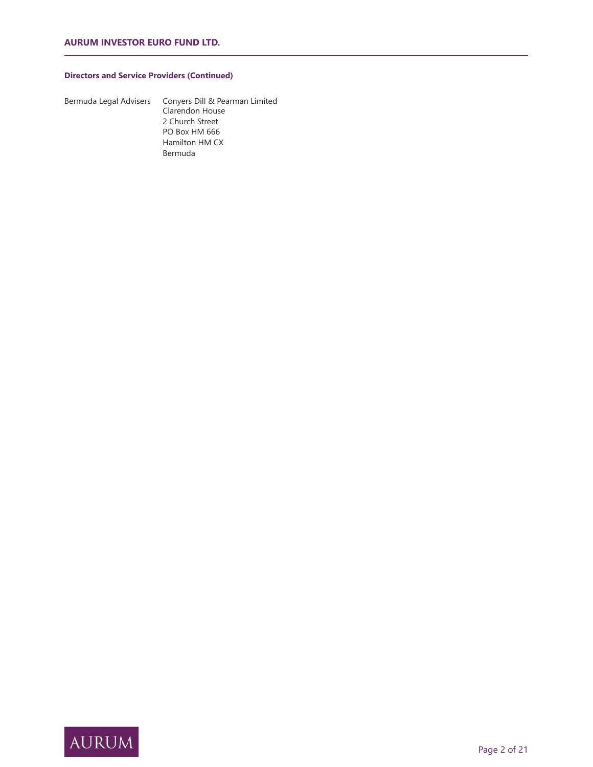### Directors and Service Providers (Continued)

| | |
|---|---|
| Bermuda Legal Advisers | Conyers Dill & Pearman Limited<br>Clarendon House<br>2 Church Street<br>PO Box HM 666<br>Hamilton HM CX<br>Bermuda |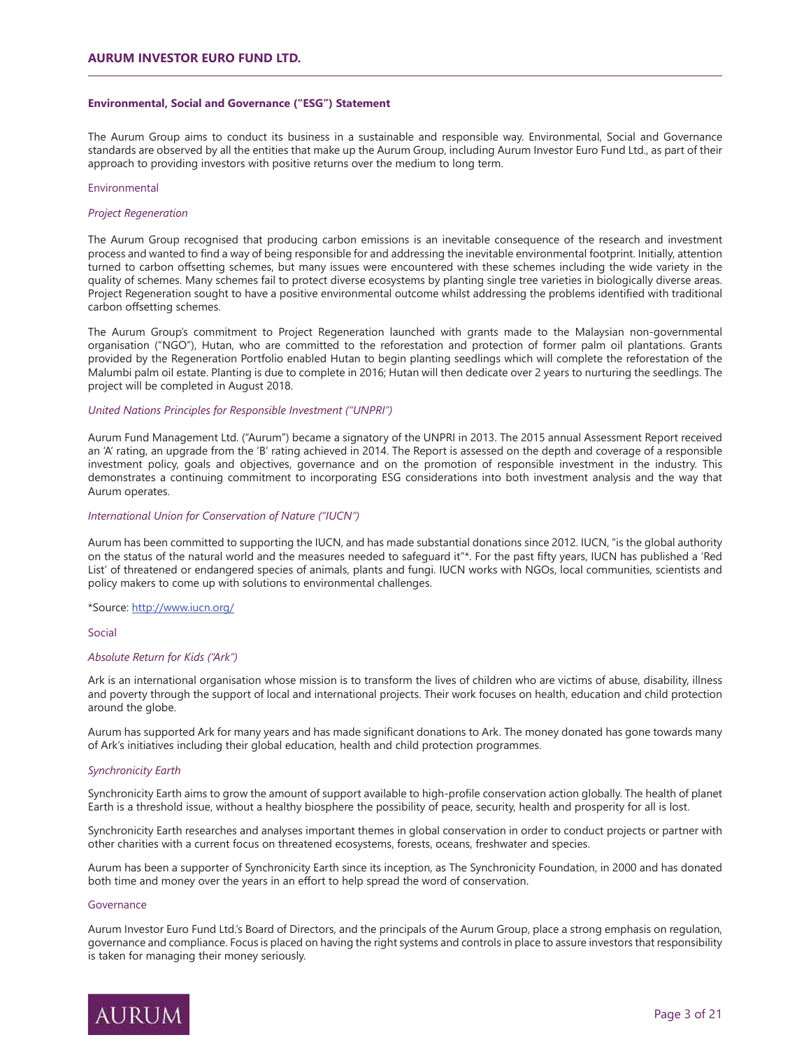## Environmental, Social and Governance ("ESG") Statement

The Aurum Group aims to conduct its business in a sustainable and responsible way. Environmental, Social and Governance standards are observed by all the entities that make up the Aurum Group, including Aurum Investor Euro Fund Ltd., as part of their approach to providing investors with positive returns over the medium to long term.

### Environmental

#### *Project Regeneration*

The Aurum Group recognised that producing carbon emissions is an inevitable consequence of the research and investment process and wanted to find a way of being responsible for and addressing the inevitable environmental footprint. Initially, attention turned to carbon offsetting schemes, but many issues were encountered with these schemes including the wide variety in the quality of schemes. Many schemes fail to protect diverse ecosystems by planting single tree varieties in biologically diverse areas. Project Regeneration sought to have a positive environmental outcome whilst addressing the problems identified with traditional carbon offsetting schemes.

The Aurum Group's commitment to Project Regeneration launched with grants made to the Malaysian non-governmental organisation ("NGO"), Hutan, who are committed to the reforestation and protection of former palm oil plantations. Grants provided by the Regeneration Portfolio enabled Hutan to begin planting seedlings which will complete the reforestation of the Malumbi palm oil estate. Planting is due to complete in 2016; Hutan will then dedicate over 2 years to nurturing the seedlings. The project will be completed in August 2018.

#### *United Nations Principles for Responsible Investment ("UNPRI")*

Aurum Fund Management Ltd. ("Aurum") became a signatory of the UNPRI in 2013. The 2015 annual Assessment Report received an 'A' rating, an upgrade from the 'B' rating achieved in 2014. The Report is assessed on the depth and coverage of a responsible investment policy, goals and objectives, governance and on the promotion of responsible investment in the industry. This demonstrates a continuing commitment to incorporating ESG considerations into both investment analysis and the way that Aurum operates.

#### *International Union for Conservation of Nature ("IUCN")*

Aurum has been committed to supporting the IUCN, and has made substantial donations since 2012. IUCN, "is the global authority on the status of the natural world and the measures needed to safeguard it"*. For the past fifty years, IUCN has published a 'Red List' of threatened or endangered species of animals, plants and fungi. IUCN works with NGOs, local communities, scientists and policy makers to come up with solutions to environmental challenges.

*Source: http://www.iucn.org/

### Social

#### *Absolute Return for Kids ("Ark")*

Ark is an international organisation whose mission is to transform the lives of children who are victims of abuse, disability, illness and poverty through the support of local and international projects. Their work focuses on health, education and child protection around the globe.

Aurum has supported Ark for many years and has made significant donations to Ark. The money donated has gone towards many of Ark's initiatives including their global education, health and child protection programmes.

#### *Synchronicity Earth*

Synchronicity Earth aims to grow the amount of support available to high-profile conservation action globally. The health of planet Earth is a threshold issue, without a healthy biosphere the possibility of peace, security, health and prosperity for all is lost.

Synchronicity Earth researches and analyses important themes in global conservation in order to conduct projects or partner with other charities with a current focus on threatened ecosystems, forests, oceans, freshwater and species.

Aurum has been a supporter of Synchronicity Earth since its inception, as The Synchronicity Foundation, in 2000 and has donated both time and money over the years in an effort to help spread the word of conservation.

### Governance

Aurum Investor Euro Fund Ltd.'s Board of Directors, and the principals of the Aurum Group, place a strong emphasis on regulation, governance and compliance. Focus is placed on having the right systems and controls in place to assure investors that responsibility is taken for managing their money seriously.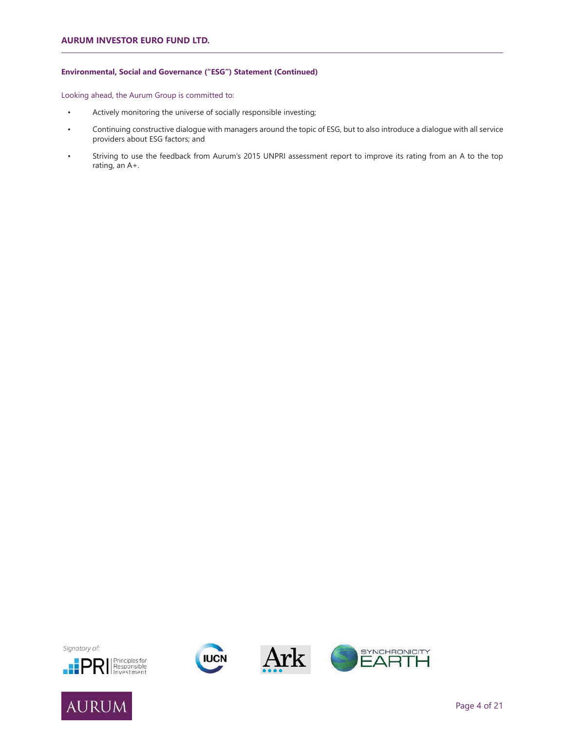### Environmental, Social and Governance ("ESG") Statement (Continued)

Looking ahead, the Aurum Group is committed to:

- Actively monitoring the universe of socially responsible investing;
- Continuing constructive dialogue with managers around the topic of ESG, but to also introduce a dialogue with all service providers about ESG factors; and
- Striving to use the feedback from Aurum's 2015 UNPRI assessment report to improve its rating from an A to the top rating, an A+.

Signatory of: PRI Principles for Responsible Investment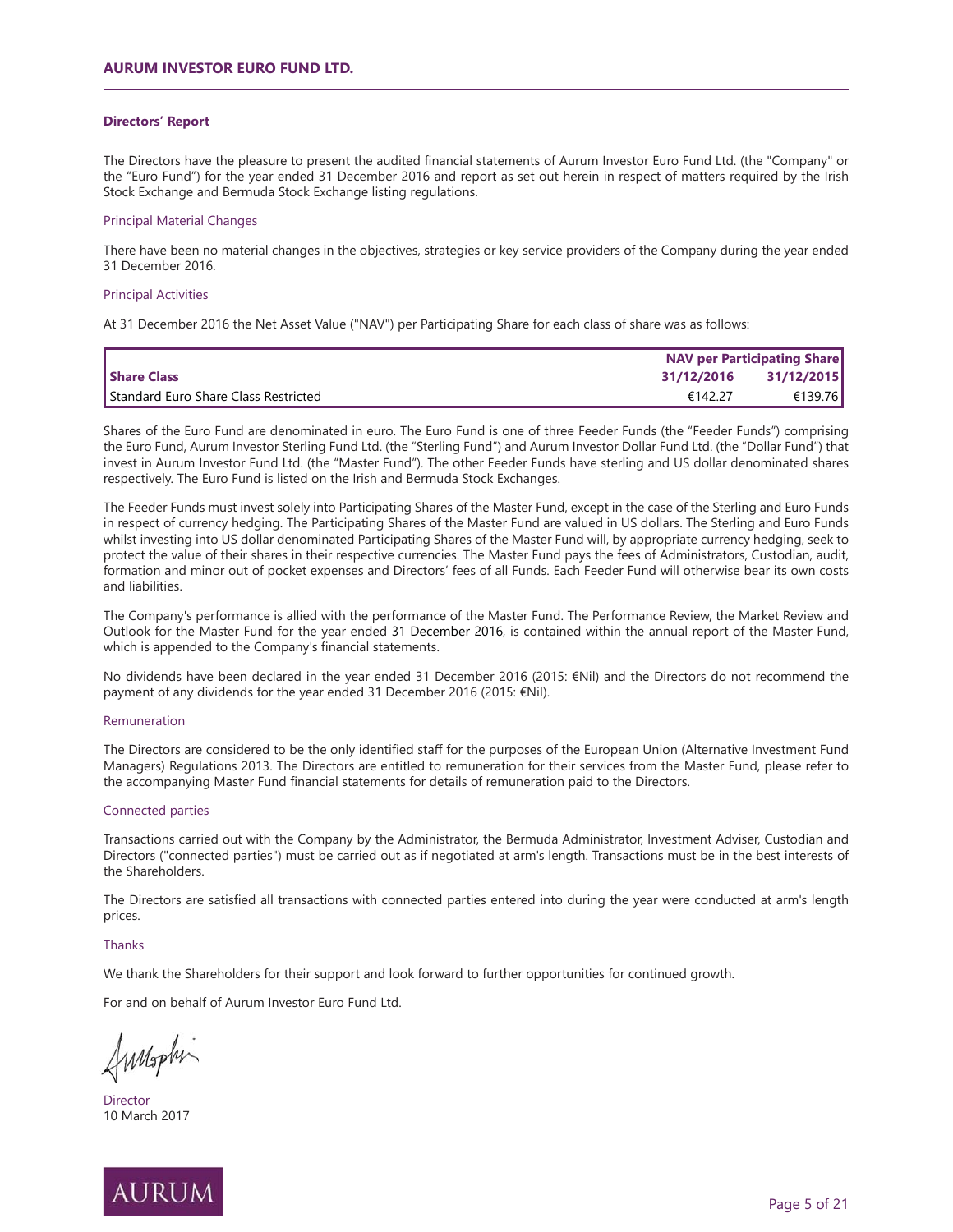## Directors' Report

The Directors have the pleasure to present the audited financial statements of Aurum Investor Euro Fund Ltd. (the "Company" or the "Euro Fund") for the year ended 31 December 2016 and report as set out herein in respect of matters required by the Irish Stock Exchange and Bermuda Stock Exchange listing regulations.

### Principal Material Changes

There have been no material changes in the objectives, strategies or key service providers of the Company during the year ended 31 December 2016.

### Principal Activities

At 31 December 2016 the Net Asset Value ("NAV") per Participating Share for each class of share was as follows:

| | NAV per Participating Share | |
|---|---|---|
| **Share Class** | **31/12/2016** | **31/12/2015** |
| Standard Euro Share Class Restricted | €142.27 | €139.76 |

Shares of the Euro Fund are denominated in euro. The Euro Fund is one of three Feeder Funds (the "Feeder Funds") comprising the Euro Fund, Aurum Investor Sterling Fund Ltd. (the "Sterling Fund") and Aurum Investor Dollar Fund Ltd. (the "Dollar Fund") that invest in Aurum Investor Fund Ltd. (the "Master Fund"). The other Feeder Funds have sterling and US dollar denominated shares respectively. The Euro Fund is listed on the Irish and Bermuda Stock Exchanges.

The Feeder Funds must invest solely into Participating Shares of the Master Fund, except in the case of the Sterling and Euro Funds in respect of currency hedging. The Participating Shares of the Master Fund are valued in US dollars. The Sterling and Euro Funds whilst investing into US dollar denominated Participating Shares of the Master Fund will, by appropriate currency hedging, seek to protect the value of their shares in their respective currencies. The Master Fund pays the fees of Administrators, Custodian, audit, formation and minor out of pocket expenses and Directors' fees of all Funds. Each Feeder Fund will otherwise bear its own costs and liabilities.

The Company's performance is allied with the performance of the Master Fund. The Performance Review, the Market Review and Outlook for the Master Fund for the year ended 31 December 2016, is contained within the annual report of the Master Fund, which is appended to the Company's financial statements.

No dividends have been declared in the year ended 31 December 2016 (2015: €Nil) and the Directors do not recommend the payment of any dividends for the year ended 31 December 2016 (2015: €Nil).

### Remuneration

The Directors are considered to be the only identified staff for the purposes of the European Union (Alternative Investment Fund Managers) Regulations 2013. The Directors are entitled to remuneration for their services from the Master Fund, please refer to the accompanying Master Fund financial statements for details of remuneration paid to the Directors.

### Connected parties

Transactions carried out with the Company by the Administrator, the Bermuda Administrator, Investment Adviser, Custodian and Directors ("connected parties") must be carried out as if negotiated at arm's length. Transactions must be in the best interests of the Shareholders.

The Directors are satisfied all transactions with connected parties entered into during the year were conducted at arm's length prices.

### Thanks

We thank the Shareholders for their support and look forward to further opportunities for continued growth.

For and on behalf of Aurum Investor Euro Fund Ltd.

Director
10 March 2017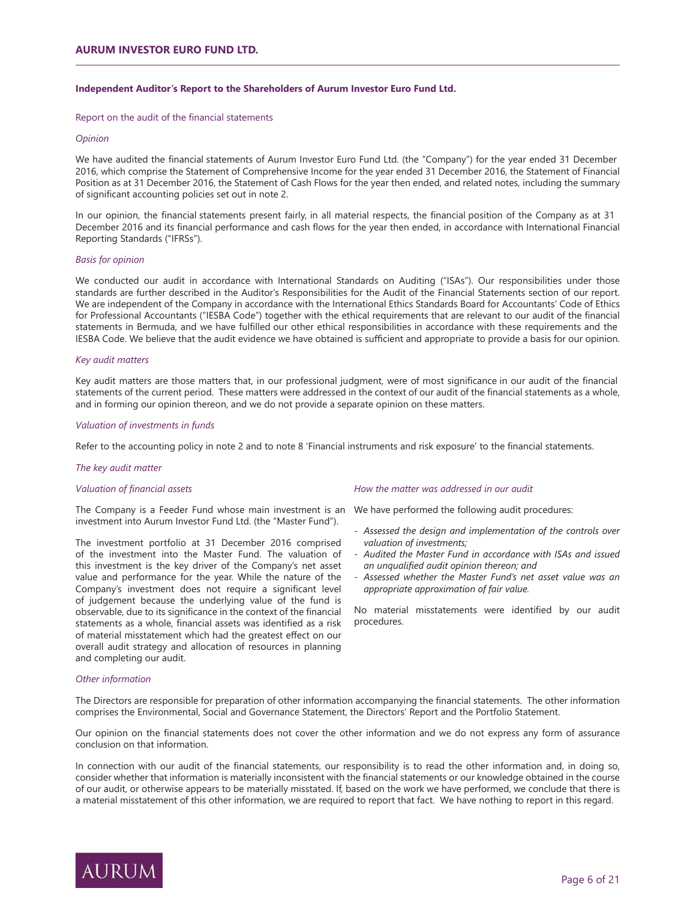## Independent Auditor's Report to the Shareholders of Aurum Investor Euro Fund Ltd.

Report on the audit of the financial statements

*Opinion*

We have audited the financial statements of Aurum Investor Euro Fund Ltd. (the "Company") for the year ended 31 December 2016, which comprise the Statement of Comprehensive Income for the year ended 31 December 2016, the Statement of Financial Position as at 31 December 2016, the Statement of Cash Flows for the year then ended, and related notes, including the summary of significant accounting policies set out in note 2.

In our opinion, the financial statements present fairly, in all material respects, the financial position of the Company as at 31 December 2016 and its financial performance and cash flows for the year then ended, in accordance with International Financial Reporting Standards ("IFRSs").

*Basis for opinion*

We conducted our audit in accordance with International Standards on Auditing ("ISAs"). Our responsibilities under those standards are further described in the Auditor's Responsibilities for the Audit of the Financial Statements section of our report. We are independent of the Company in accordance with the International Ethics Standards Board for Accountants' Code of Ethics for Professional Accountants ("IESBA Code") together with the ethical requirements that are relevant to our audit of the financial statements in Bermuda, and we have fulfilled our other ethical responsibilities in accordance with these requirements and the IESBA Code. We believe that the audit evidence we have obtained is sufficient and appropriate to provide a basis for our opinion.

*Key audit matters*

Key audit matters are those matters that, in our professional judgment, were of most significance in our audit of the financial statements of the current period. These matters were addressed in the context of our audit of the financial statements as a whole, and in forming our opinion thereon, and we do not provide a separate opinion on these matters.

*Valuation of investments in funds*

Refer to the accounting policy in note 2 and to note 8 'Financial instruments and risk exposure' to the financial statements.

*The key audit matter*

*Valuation of financial assets*

The Company is a Feeder Fund whose main investment is an investment into Aurum Investor Fund Ltd. (the "Master Fund").

The investment portfolio at 31 December 2016 comprised of the investment into the Master Fund. The valuation of this investment is the key driver of the Company's net asset value and performance for the year. While the nature of the Company's investment does not require a significant level of judgement because the underlying value of the fund is observable, due to its significance in the context of the financial statements as a whole, financial assets was identified as a risk of material misstatement which had the greatest effect on our overall audit strategy and allocation of resources in planning and completing our audit.

*How the matter was addressed in our audit*

We have performed the following audit procedures:

- *Assessed the design and implementation of the controls over valuation of investments;*
- *Audited the Master Fund in accordance with ISAs and issued an unqualified audit opinion thereon; and*
- *Assessed whether the Master Fund's net asset value was an appropriate approximation of fair value.*

No material misstatements were identified by our audit procedures.

*Other information*

The Directors are responsible for preparation of other information accompanying the financial statements. The other information comprises the Environmental, Social and Governance Statement, the Directors' Report and the Portfolio Statement.

Our opinion on the financial statements does not cover the other information and we do not express any form of assurance conclusion on that information.

In connection with our audit of the financial statements, our responsibility is to read the other information and, in doing so, consider whether that information is materially inconsistent with the financial statements or our knowledge obtained in the course of our audit, or otherwise appears to be materially misstated. If, based on the work we have performed, we conclude that there is a material misstatement of this other information, we are required to report that fact. We have nothing to report in this regard.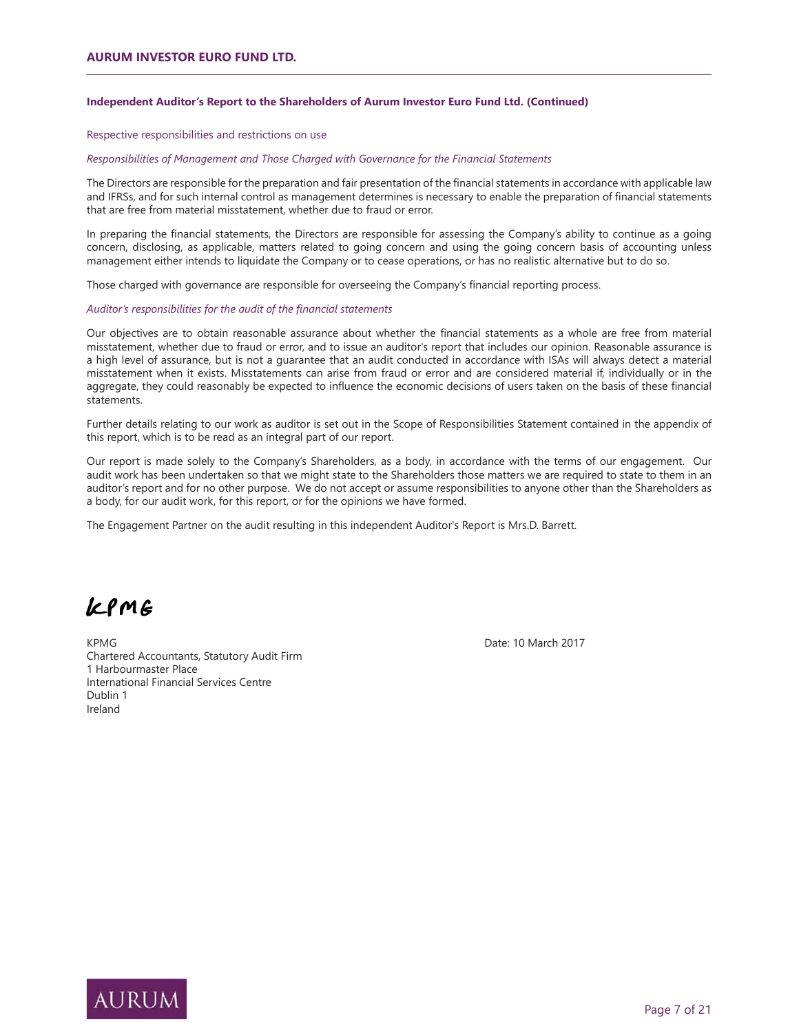**Independent Auditor's Report to the Shareholders of Aurum Investor Euro Fund Ltd. (Continued)**

Respective responsibilities and restrictions on use

*Responsibilities of Management and Those Charged with Governance for the Financial Statements*

The Directors are responsible for the preparation and fair presentation of the financial statements in accordance with applicable law and IFRSs, and for such internal control as management determines is necessary to enable the preparation of financial statements that are free from material misstatement, whether due to fraud or error.

In preparing the financial statements, the Directors are responsible for assessing the Company's ability to continue as a going concern, disclosing, as applicable, matters related to going concern and using the going concern basis of accounting unless management either intends to liquidate the Company or to cease operations, or has no realistic alternative but to do so.

Those charged with governance are responsible for overseeing the Company's financial reporting process.

*Auditor's responsibilities for the audit of the financial statements*

Our objectives are to obtain reasonable assurance about whether the financial statements as a whole are free from material misstatement, whether due to fraud or error, and to issue an auditor's report that includes our opinion. Reasonable assurance is a high level of assurance, but is not a guarantee that an audit conducted in accordance with ISAs will always detect a material misstatement when it exists. Misstatements can arise from fraud or error and are considered material if, individually or in the aggregate, they could reasonably be expected to influence the economic decisions of users taken on the basis of these financial statements.

Further details relating to our work as auditor is set out in the Scope of Responsibilities Statement contained in the appendix of this report, which is to be read as an integral part of our report.

Our report is made solely to the Company's Shareholders, as a body, in accordance with the terms of our engagement. Our audit work has been undertaken so that we might state to the Shareholders those matters we are required to state to them in an auditor's report and for no other purpose. We do not accept or assume responsibilities to anyone other than the Shareholders as a body, for our audit work, for this report, or for the opinions we have formed.

The Engagement Partner on the audit resulting in this independent Auditor's Report is Mrs.D. Barrett.

KPMG

KPMG
Chartered Accountants, Statutory Audit Firm
1 Harbourmaster Place
International Financial Services Centre
Dublin 1
Ireland

Date: 10 March 2017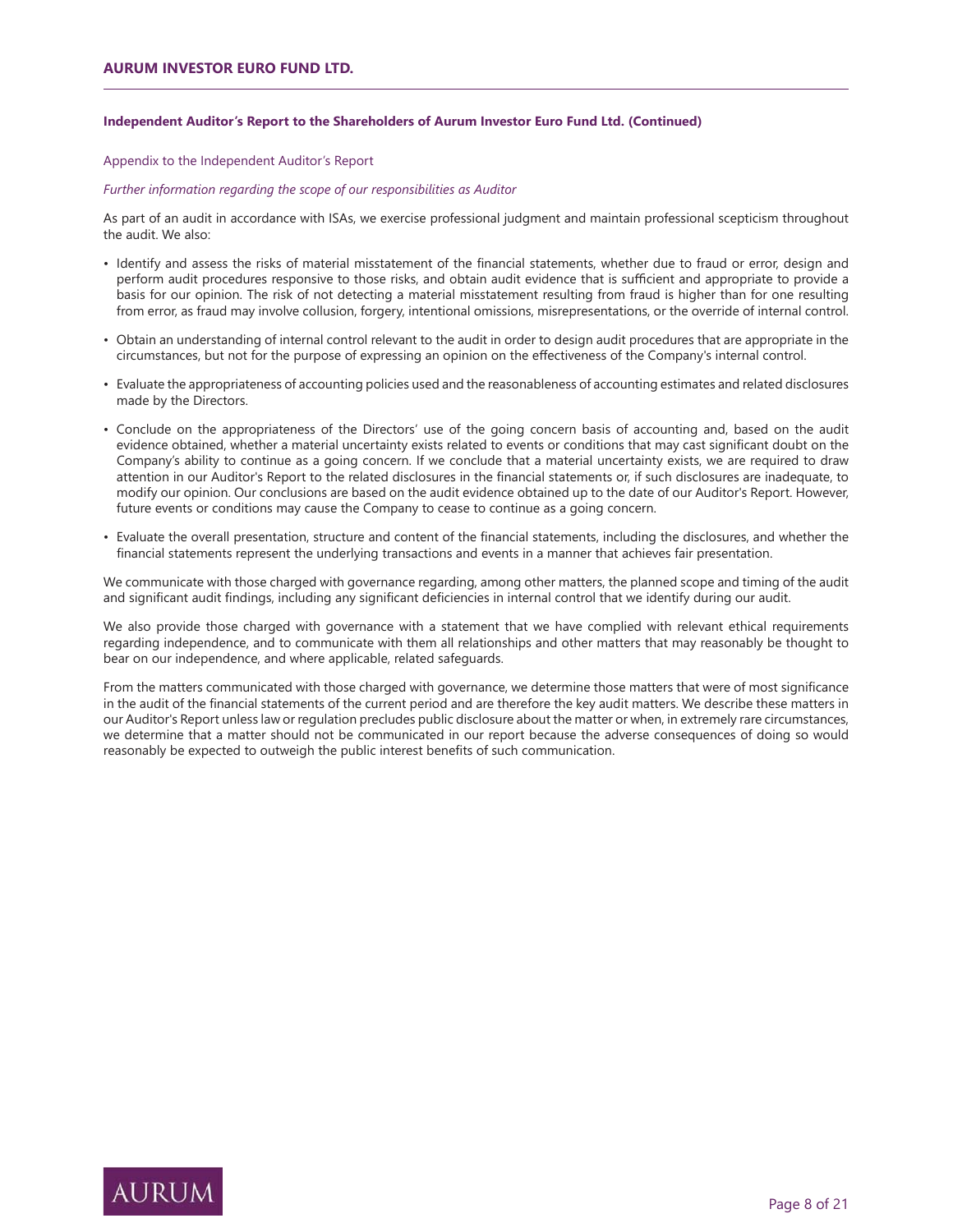**Independent Auditor's Report to the Shareholders of Aurum Investor Euro Fund Ltd. (Continued)**

Appendix to the Independent Auditor's Report

*Further information regarding the scope of our responsibilities as Auditor*

As part of an audit in accordance with ISAs, we exercise professional judgment and maintain professional scepticism throughout the audit. We also:

- Identify and assess the risks of material misstatement of the financial statements, whether due to fraud or error, design and perform audit procedures responsive to those risks, and obtain audit evidence that is sufficient and appropriate to provide a basis for our opinion. The risk of not detecting a material misstatement resulting from fraud is higher than for one resulting from error, as fraud may involve collusion, forgery, intentional omissions, misrepresentations, or the override of internal control.
- Obtain an understanding of internal control relevant to the audit in order to design audit procedures that are appropriate in the circumstances, but not for the purpose of expressing an opinion on the effectiveness of the Company's internal control.
- Evaluate the appropriateness of accounting policies used and the reasonableness of accounting estimates and related disclosures made by the Directors.
- Conclude on the appropriateness of the Directors' use of the going concern basis of accounting and, based on the audit evidence obtained, whether a material uncertainty exists related to events or conditions that may cast significant doubt on the Company's ability to continue as a going concern. If we conclude that a material uncertainty exists, we are required to draw attention in our Auditor's Report to the related disclosures in the financial statements or, if such disclosures are inadequate, to modify our opinion. Our conclusions are based on the audit evidence obtained up to the date of our Auditor's Report. However, future events or conditions may cause the Company to cease to continue as a going concern.
- Evaluate the overall presentation, structure and content of the financial statements, including the disclosures, and whether the financial statements represent the underlying transactions and events in a manner that achieves fair presentation.

We communicate with those charged with governance regarding, among other matters, the planned scope and timing of the audit and significant audit findings, including any significant deficiencies in internal control that we identify during our audit.

We also provide those charged with governance with a statement that we have complied with relevant ethical requirements regarding independence, and to communicate with them all relationships and other matters that may reasonably be thought to bear on our independence, and where applicable, related safeguards.

From the matters communicated with those charged with governance, we determine those matters that were of most significance in the audit of the financial statements of the current period and are therefore the key audit matters. We describe these matters in our Auditor's Report unless law or regulation precludes public disclosure about the matter or when, in extremely rare circumstances, we determine that a matter should not be communicated in our report because the adverse consequences of doing so would reasonably be expected to outweigh the public interest benefits of such communication.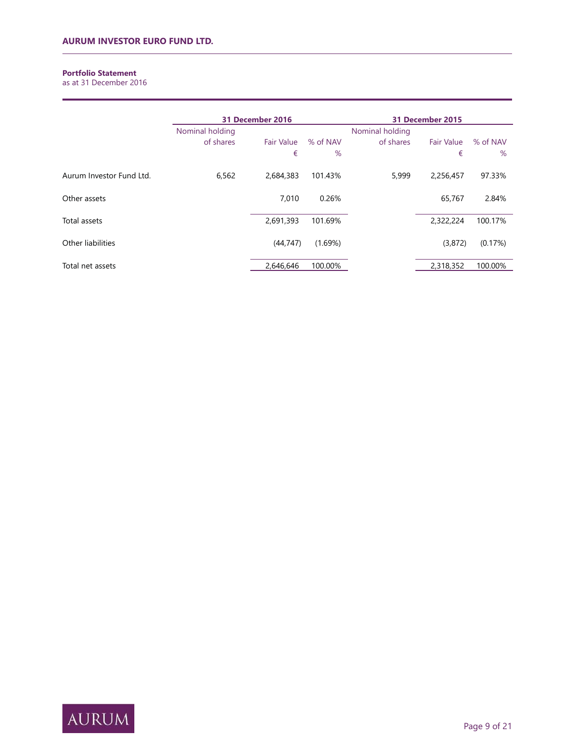**AURUM INVESTOR EURO FUND LTD.**

**Portfolio Statement**
as at 31 December 2016

| | 31 December 2016 | | | 31 December 2015 | | |
|---|---|---|---|---|---|---|
| | Nominal holding of shares | Fair Value € | % of NAV % | Nominal holding of shares | Fair Value € | % of NAV % |
| Aurum Investor Fund Ltd. | 6,562 | 2,684,383 | 101.43% | 5,999 | 2,256,457 | 97.33% |
| Other assets | | 7,010 | 0.26% | | 65,767 | 2.84% |
| Total assets | | 2,691,393 | 101.69% | | 2,322,224 | 100.17% |
| Other liabilities | | (44,747) | (1.69%) | | (3,872) | (0.17%) |
| Total net assets | | 2,646,646 | 100.00% | | 2,318,352 | 100.00% |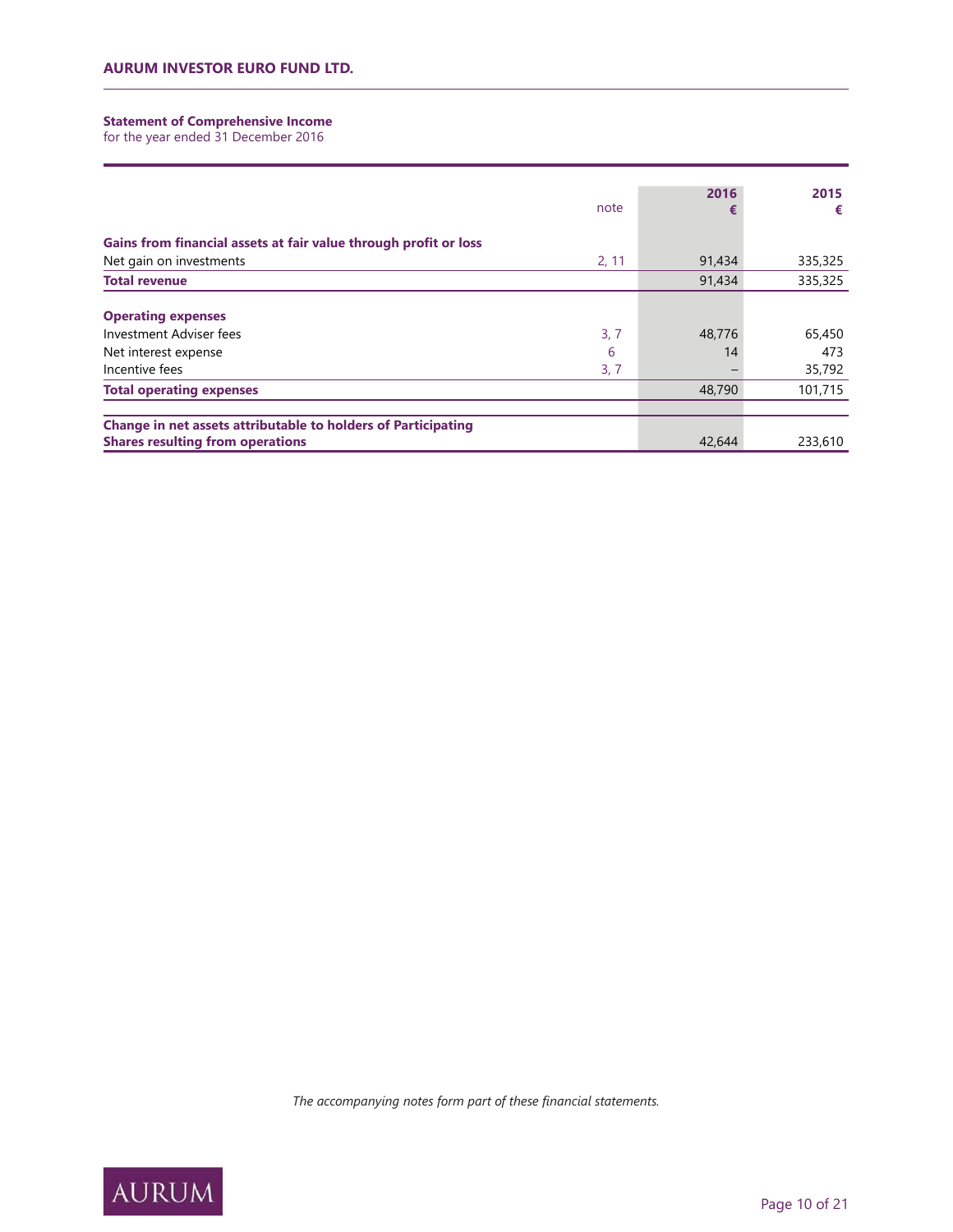## Statement of Comprehensive Income

for the year ended 31 December 2016

| | note | 2016 € | 2015 € |
|---|---|---|---|
| **Gains from financial assets at fair value through profit or loss** | | | |
| Net gain on investments | 2, 11 | 91,434 | 335,325 |
| **Total revenue** | | 91,434 | 335,325 |
| **Operating expenses** | | | |
| Investment Adviser fees | 3, 7 | 48,776 | 65,450 |
| Net interest expense | 6 | 14 | 473 |
| Incentive fees | 3, 7 | – | 35,792 |
| **Total operating expenses** | | 48,790 | 101,715 |
| **Change in net assets attributable to holders of Participating Shares resulting from operations** | | 42,644 | 233,610 |

*The accompanying notes form part of these financial statements.*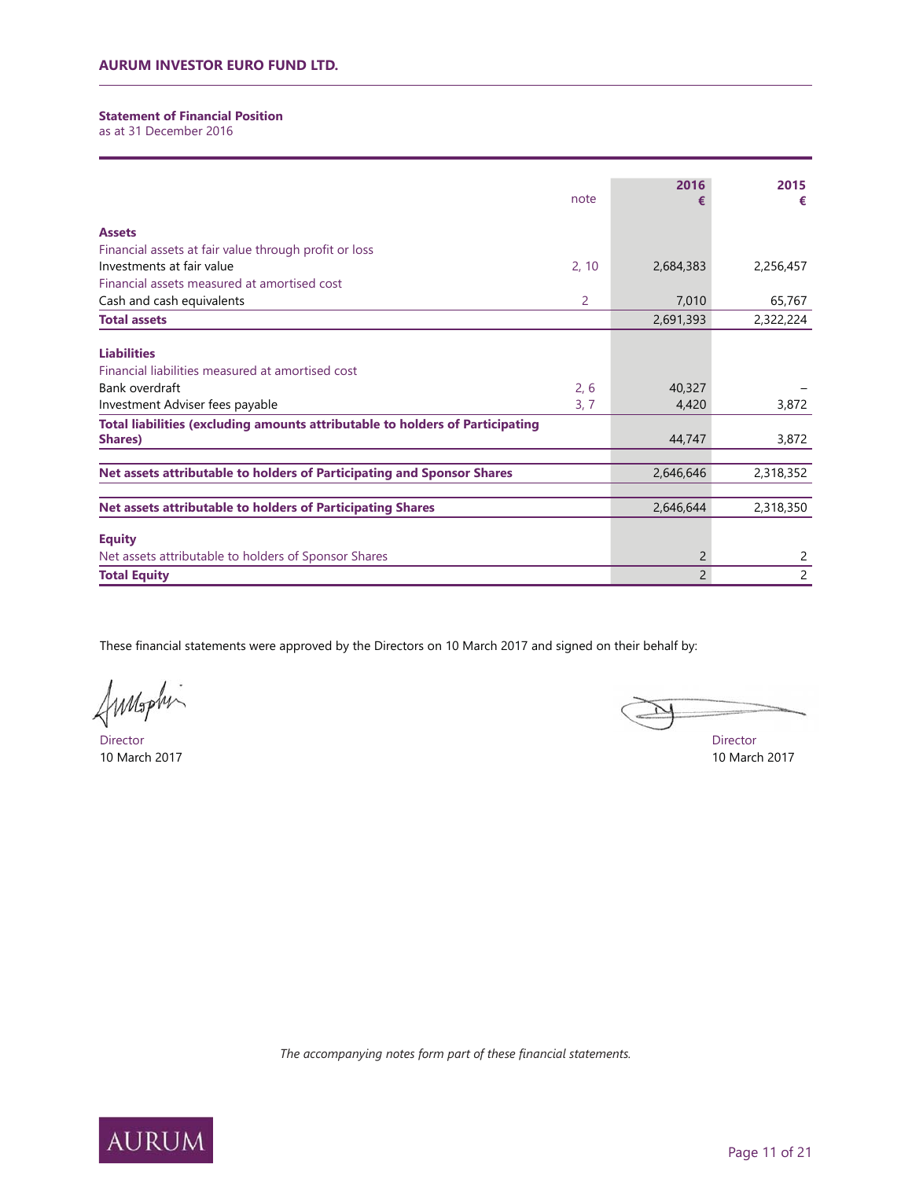**AURUM INVESTOR EURO FUND LTD.**

## Statement of Financial Position

as at 31 December 2016

| | note | 2016 € | 2015 € |
|---|---|---|---|
| **Assets** | | | |
| Financial assets at fair value through profit or loss | | | |
| Investments at fair value | 2, 10 | 2,684,383 | 2,256,457 |
| Financial assets measured at amortised cost | | | |
| Cash and cash equivalents | 2 | 7,010 | 65,767 |
| **Total assets** | | 2,691,393 | 2,322,224 |
| **Liabilities** | | | |
| Financial liabilities measured at amortised cost | | | |
| Bank overdraft | 2, 6 | 40,327 | – |
| Investment Adviser fees payable | 3, 7 | 4,420 | 3,872 |
| **Total liabilities (excluding amounts attributable to holders of Participating Shares)** | | 44,747 | 3,872 |
| **Net assets attributable to holders of Participating and Sponsor Shares** | | 2,646,646 | 2,318,352 |
| **Net assets attributable to holders of Participating Shares** | | 2,646,644 | 2,318,350 |
| **Equity** | | | |
| Net assets attributable to holders of Sponsor Shares | | 2 | 2 |
| **Total Equity** | | 2 | 2 |

These financial statements were approved by the Directors on 10 March 2017 and signed on their behalf by:

Director
10 March 2017

Director
10 March 2017

*The accompanying notes form part of these financial statements.*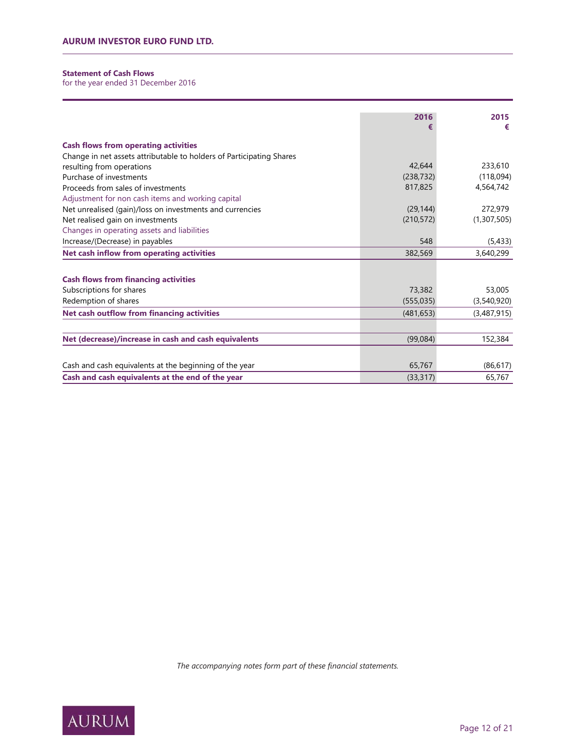**AURUM INVESTOR EURO FUND LTD.**

**Statement of Cash Flows**
for the year ended 31 December 2016

| | 2016 € | 2015 € |
|---|---|---|
| **Cash flows from operating activities** | | |
| Change in net assets attributable to holders of Participating Shares resulting from operations | 42,644 | 233,610 |
| Purchase of investments | (238,732) | (118,094) |
| Proceeds from sales of investments | 817,825 | 4,564,742 |
| Adjustment for non cash items and working capital | | |
| Net unrealised (gain)/loss on investments and currencies | (29,144) | 272,979 |
| Net realised gain on investments | (210,572) | (1,307,505) |
| Changes in operating assets and liabilities | | |
| Increase/(Decrease) in payables | 548 | (5,433) |
| **Net cash inflow from operating activities** | 382,569 | 3,640,299 |
| | | |
| **Cash flows from financing activities** | | |
| Subscriptions for shares | 73,382 | 53,005 |
| Redemption of shares | (555,035) | (3,540,920) |
| **Net cash outflow from financing activities** | (481,653) | (3,487,915) |
| | | |
| **Net (decrease)/increase in cash and cash equivalents** | (99,084) | 152,384 |
| | | |
| Cash and cash equivalents at the beginning of the year | 65,767 | (86,617) |
| **Cash and cash equivalents at the end of the year** | (33,317) | 65,767 |

*The accompanying notes form part of these financial statements.*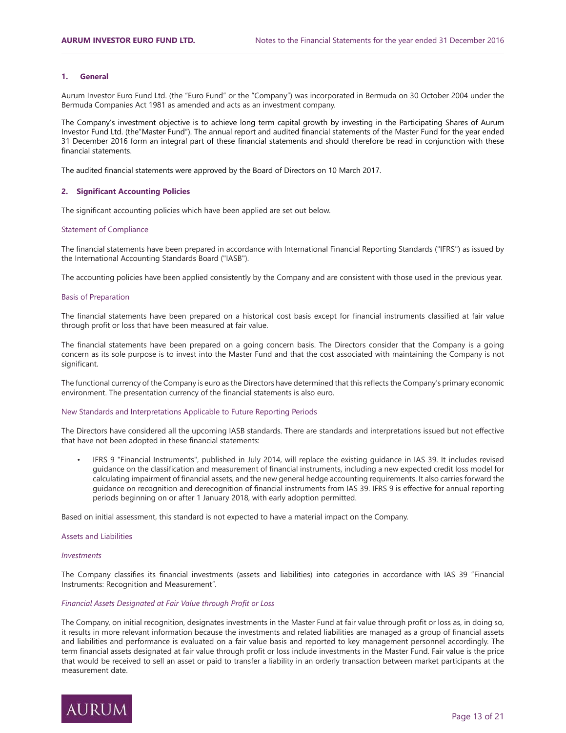## 1. General

Aurum Investor Euro Fund Ltd. (the "Euro Fund" or the "Company") was incorporated in Bermuda on 30 October 2004 under the Bermuda Companies Act 1981 as amended and acts as an investment company.

The Company's investment objective is to achieve long term capital growth by investing in the Participating Shares of Aurum Investor Fund Ltd. (the"Master Fund"). The annual report and audited financial statements of the Master Fund for the year ended 31 December 2016 form an integral part of these financial statements and should therefore be read in conjunction with these financial statements.

The audited financial statements were approved by the Board of Directors on 10 March 2017.

## 2. Significant Accounting Policies

The significant accounting policies which have been applied are set out below.

### Statement of Compliance

The financial statements have been prepared in accordance with International Financial Reporting Standards ("IFRS") as issued by the International Accounting Standards Board ("IASB").

The accounting policies have been applied consistently by the Company and are consistent with those used in the previous year.

### Basis of Preparation

The financial statements have been prepared on a historical cost basis except for financial instruments classified at fair value through profit or loss that have been measured at fair value.

The financial statements have been prepared on a going concern basis. The Directors consider that the Company is a going concern as its sole purpose is to invest into the Master Fund and that the cost associated with maintaining the Company is not significant.

The functional currency of the Company is euro as the Directors have determined that this reflects the Company's primary economic environment. The presentation currency of the financial statements is also euro.

### New Standards and Interpretations Applicable to Future Reporting Periods

The Directors have considered all the upcoming IASB standards. There are standards and interpretations issued but not effective that have not been adopted in these financial statements:

- IFRS 9 "Financial Instruments", published in July 2014, will replace the existing guidance in IAS 39. It includes revised guidance on the classification and measurement of financial instruments, including a new expected credit loss model for calculating impairment of financial assets, and the new general hedge accounting requirements. It also carries forward the guidance on recognition and derecognition of financial instruments from IAS 39. IFRS 9 is effective for annual reporting periods beginning on or after 1 January 2018, with early adoption permitted.

Based on initial assessment, this standard is not expected to have a material impact on the Company.

### Assets and Liabilities

*Investments*

The Company classifies its financial investments (assets and liabilities) into categories in accordance with IAS 39 "Financial Instruments: Recognition and Measurement".

*Financial Assets Designated at Fair Value through Profit or Loss*

The Company, on initial recognition, designates investments in the Master Fund at fair value through profit or loss as, in doing so, it results in more relevant information because the investments and related liabilities are managed as a group of financial assets and liabilities and performance is evaluated on a fair value basis and reported to key management personnel accordingly. The term financial assets designated at fair value through profit or loss include investments in the Master Fund. Fair value is the price that would be received to sell an asset or paid to transfer a liability in an orderly transaction between market participants at the measurement date.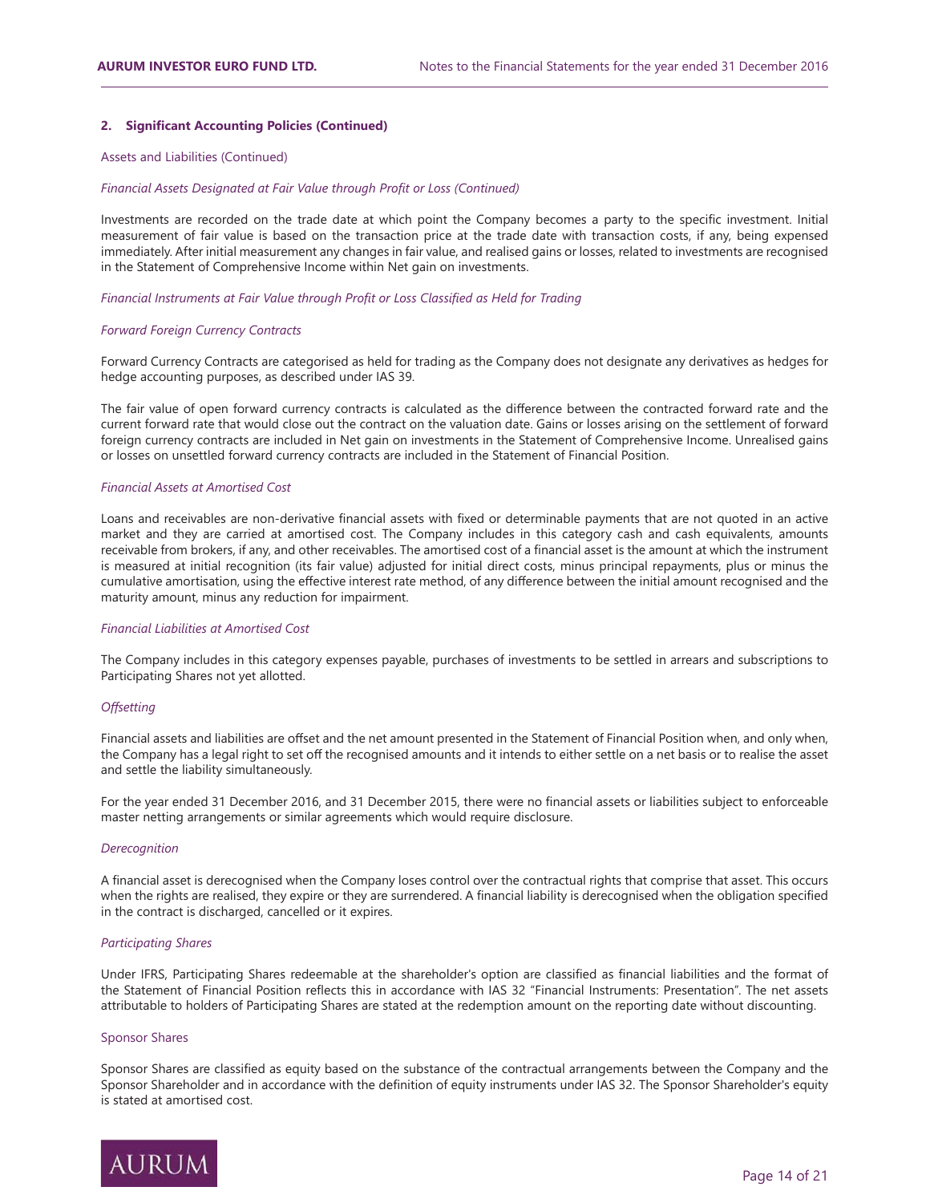## 2. Significant Accounting Policies (Continued)

### Assets and Liabilities (Continued)

*Financial Assets Designated at Fair Value through Profit or Loss (Continued)*

Investments are recorded on the trade date at which point the Company becomes a party to the specific investment. Initial measurement of fair value is based on the transaction price at the trade date with transaction costs, if any, being expensed immediately. After initial measurement any changes in fair value, and realised gains or losses, related to investments are recognised in the Statement of Comprehensive Income within Net gain on investments.

*Financial Instruments at Fair Value through Profit or Loss Classified as Held for Trading*

*Forward Foreign Currency Contracts*

Forward Currency Contracts are categorised as held for trading as the Company does not designate any derivatives as hedges for hedge accounting purposes, as described under IAS 39.

The fair value of open forward currency contracts is calculated as the difference between the contracted forward rate and the current forward rate that would close out the contract on the valuation date. Gains or losses arising on the settlement of forward foreign currency contracts are included in Net gain on investments in the Statement of Comprehensive Income. Unrealised gains or losses on unsettled forward currency contracts are included in the Statement of Financial Position.

*Financial Assets at Amortised Cost*

Loans and receivables are non-derivative financial assets with fixed or determinable payments that are not quoted in an active market and they are carried at amortised cost. The Company includes in this category cash and cash equivalents, amounts receivable from brokers, if any, and other receivables. The amortised cost of a financial asset is the amount at which the instrument is measured at initial recognition (its fair value) adjusted for initial direct costs, minus principal repayments, plus or minus the cumulative amortisation, using the effective interest rate method, of any difference between the initial amount recognised and the maturity amount, minus any reduction for impairment.

*Financial Liabilities at Amortised Cost*

The Company includes in this category expenses payable, purchases of investments to be settled in arrears and subscriptions to Participating Shares not yet allotted.

*Offsetting*

Financial assets and liabilities are offset and the net amount presented in the Statement of Financial Position when, and only when, the Company has a legal right to set off the recognised amounts and it intends to either settle on a net basis or to realise the asset and settle the liability simultaneously.

For the year ended 31 December 2016, and 31 December 2015, there were no financial assets or liabilities subject to enforceable master netting arrangements or similar agreements which would require disclosure.

*Derecognition*

A financial asset is derecognised when the Company loses control over the contractual rights that comprise that asset. This occurs when the rights are realised, they expire or they are surrendered. A financial liability is derecognised when the obligation specified in the contract is discharged, cancelled or it expires.

*Participating Shares*

Under IFRS, Participating Shares redeemable at the shareholder's option are classified as financial liabilities and the format of the Statement of Financial Position reflects this in accordance with IAS 32 "Financial Instruments: Presentation". The net assets attributable to holders of Participating Shares are stated at the redemption amount on the reporting date without discounting.

### Sponsor Shares

Sponsor Shares are classified as equity based on the substance of the contractual arrangements between the Company and the Sponsor Shareholder and in accordance with the definition of equity instruments under IAS 32. The Sponsor Shareholder's equity is stated at amortised cost.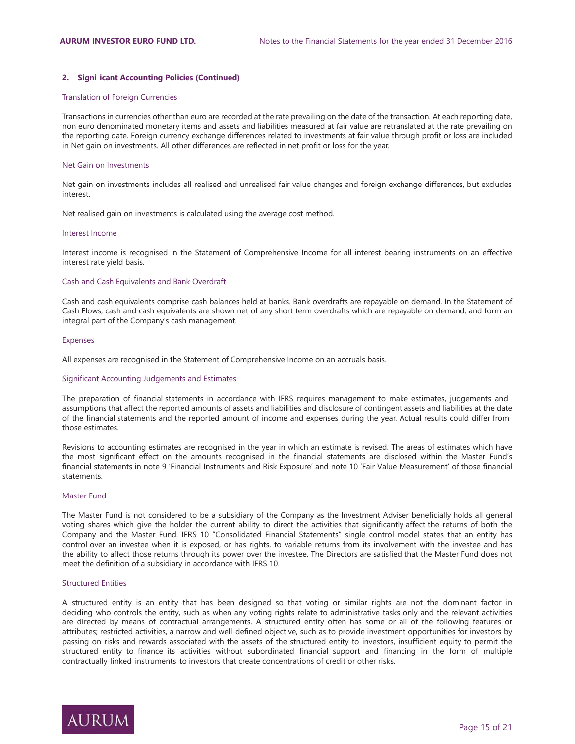## 2. Significant Accounting Policies (Continued)

### Translation of Foreign Currencies

Transactions in currencies other than euro are recorded at the rate prevailing on the date of the transaction. At each reporting date, non euro denominated monetary items and assets and liabilities measured at fair value are retranslated at the rate prevailing on the reporting date. Foreign currency exchange differences related to investments at fair value through profit or loss are included in Net gain on investments. All other differences are reflected in net profit or loss for the year.

### Net Gain on Investments

Net gain on investments includes all realised and unrealised fair value changes and foreign exchange differences, but excludes interest.

Net realised gain on investments is calculated using the average cost method.

### Interest Income

Interest income is recognised in the Statement of Comprehensive Income for all interest bearing instruments on an effective interest rate yield basis.

### Cash and Cash Equivalents and Bank Overdraft

Cash and cash equivalents comprise cash balances held at banks. Bank overdrafts are repayable on demand. In the Statement of Cash Flows, cash and cash equivalents are shown net of any short term overdrafts which are repayable on demand, and form an integral part of the Company's cash management.

### Expenses

All expenses are recognised in the Statement of Comprehensive Income on an accruals basis.

### Significant Accounting Judgements and Estimates

The preparation of financial statements in accordance with IFRS requires management to make estimates, judgements and assumptions that affect the reported amounts of assets and liabilities and disclosure of contingent assets and liabilities at the date of the financial statements and the reported amount of income and expenses during the year. Actual results could differ from those estimates.

Revisions to accounting estimates are recognised in the year in which an estimate is revised. The areas of estimates which have the most significant effect on the amounts recognised in the financial statements are disclosed within the Master Fund's financial statements in note 9 'Financial Instruments and Risk Exposure' and note 10 'Fair Value Measurement' of those financial statements.

### Master Fund

The Master Fund is not considered to be a subsidiary of the Company as the Investment Adviser beneficially holds all general voting shares which give the holder the current ability to direct the activities that significantly affect the returns of both the Company and the Master Fund. IFRS 10 "Consolidated Financial Statements" single control model states that an entity has control over an investee when it is exposed, or has rights, to variable returns from its involvement with the investee and has the ability to affect those returns through its power over the investee. The Directors are satisfied that the Master Fund does not meet the definition of a subsidiary in accordance with IFRS 10.

### Structured Entities

A structured entity is an entity that has been designed so that voting or similar rights are not the dominant factor in deciding who controls the entity, such as when any voting rights relate to administrative tasks only and the relevant activities are directed by means of contractual arrangements. A structured entity often has some or all of the following features or attributes; restricted activities, a narrow and well-defined objective, such as to provide investment opportunities for investors by passing on risks and rewards associated with the assets of the structured entity to investors, insufficient equity to permit the structured entity to finance its activities without subordinated financial support and financing in the form of multiple contractually linked instruments to investors that create concentrations of credit or other risks.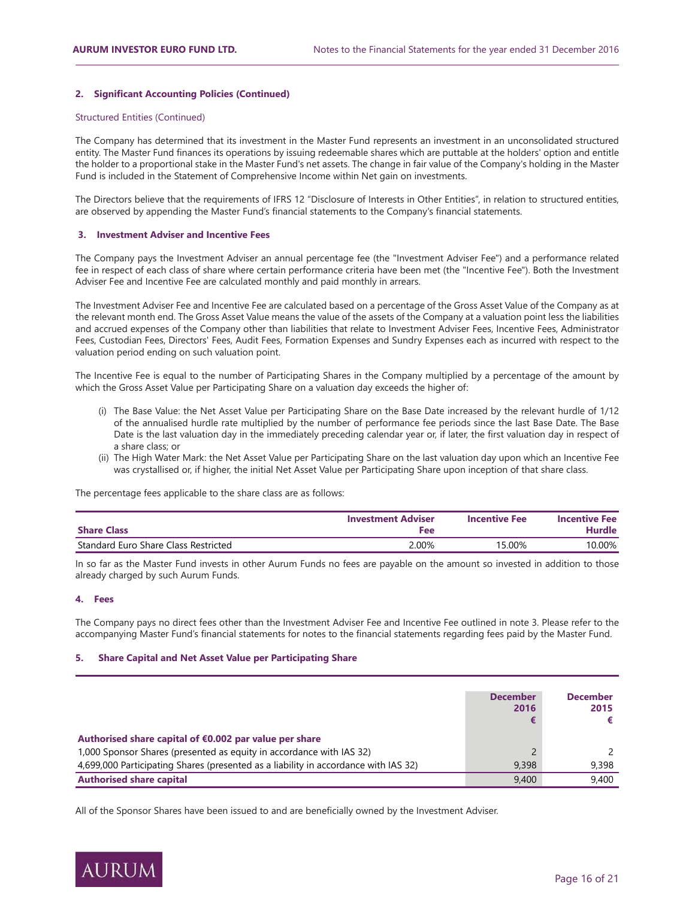## 2. Significant Accounting Policies (Continued)

### Structured Entities (Continued)

The Company has determined that its investment in the Master Fund represents an investment in an unconsolidated structured entity. The Master Fund finances its operations by issuing redeemable shares which are puttable at the holders' option and entitle the holder to a proportional stake in the Master Fund's net assets. The change in fair value of the Company's holding in the Master Fund is included in the Statement of Comprehensive Income within Net gain on investments.

The Directors believe that the requirements of IFRS 12 "Disclosure of Interests in Other Entities", in relation to structured entities, are observed by appending the Master Fund's financial statements to the Company's financial statements.

## 3. Investment Adviser and Incentive Fees

The Company pays the Investment Adviser an annual percentage fee (the "Investment Adviser Fee") and a performance related fee in respect of each class of share where certain performance criteria have been met (the "Incentive Fee"). Both the Investment Adviser Fee and Incentive Fee are calculated monthly and paid monthly in arrears.

The Investment Adviser Fee and Incentive Fee are calculated based on a percentage of the Gross Asset Value of the Company as at the relevant month end. The Gross Asset Value means the value of the assets of the Company at a valuation point less the liabilities and accrued expenses of the Company other than liabilities that relate to Investment Adviser Fees, Incentive Fees, Administrator Fees, Custodian Fees, Directors' Fees, Audit Fees, Formation Expenses and Sundry Expenses each as incurred with respect to the valuation period ending on such valuation point.

The Incentive Fee is equal to the number of Participating Shares in the Company multiplied by a percentage of the amount by which the Gross Asset Value per Participating Share on a valuation day exceeds the higher of:

(i) The Base Value: the Net Asset Value per Participating Share on the Base Date increased by the relevant hurdle of 1/12 of the annualised hurdle rate multiplied by the number of performance fee periods since the last Base Date. The Base Date is the last valuation day in the immediately preceding calendar year or, if later, the first valuation day in respect of a share class; or

(ii) The High Water Mark: the Net Asset Value per Participating Share on the last valuation day upon which an Incentive Fee was crystallised or, if higher, the initial Net Asset Value per Participating Share upon inception of that share class.

The percentage fees applicable to the share class are as follows:

| Share Class | Investment Adviser Fee | Incentive Fee | Incentive Fee Hurdle |
|---|---|---|---|
| Standard Euro Share Class Restricted | 2.00% | 15.00% | 10.00% |

In so far as the Master Fund invests in other Aurum Funds no fees are payable on the amount so invested in addition to those already charged by such Aurum Funds.

## 4. Fees

The Company pays no direct fees other than the Investment Adviser Fee and Incentive Fee outlined in note 3. Please refer to the accompanying Master Fund's financial statements for notes to the financial statements regarding fees paid by the Master Fund.

## 5. Share Capital and Net Asset Value per Participating Share

| | December 2016 € | December 2015 € |
|---|---|---|
| **Authorised share capital of €0.002 par value per share** | | |
| 1,000 Sponsor Shares (presented as equity in accordance with IAS 32) | 2 | 2 |
| 4,699,000 Participating Shares (presented as a liability in accordance with IAS 32) | 9,398 | 9,398 |
| **Authorised share capital** | 9,400 | 9,400 |

All of the Sponsor Shares have been issued to and are beneficially owned by the Investment Adviser.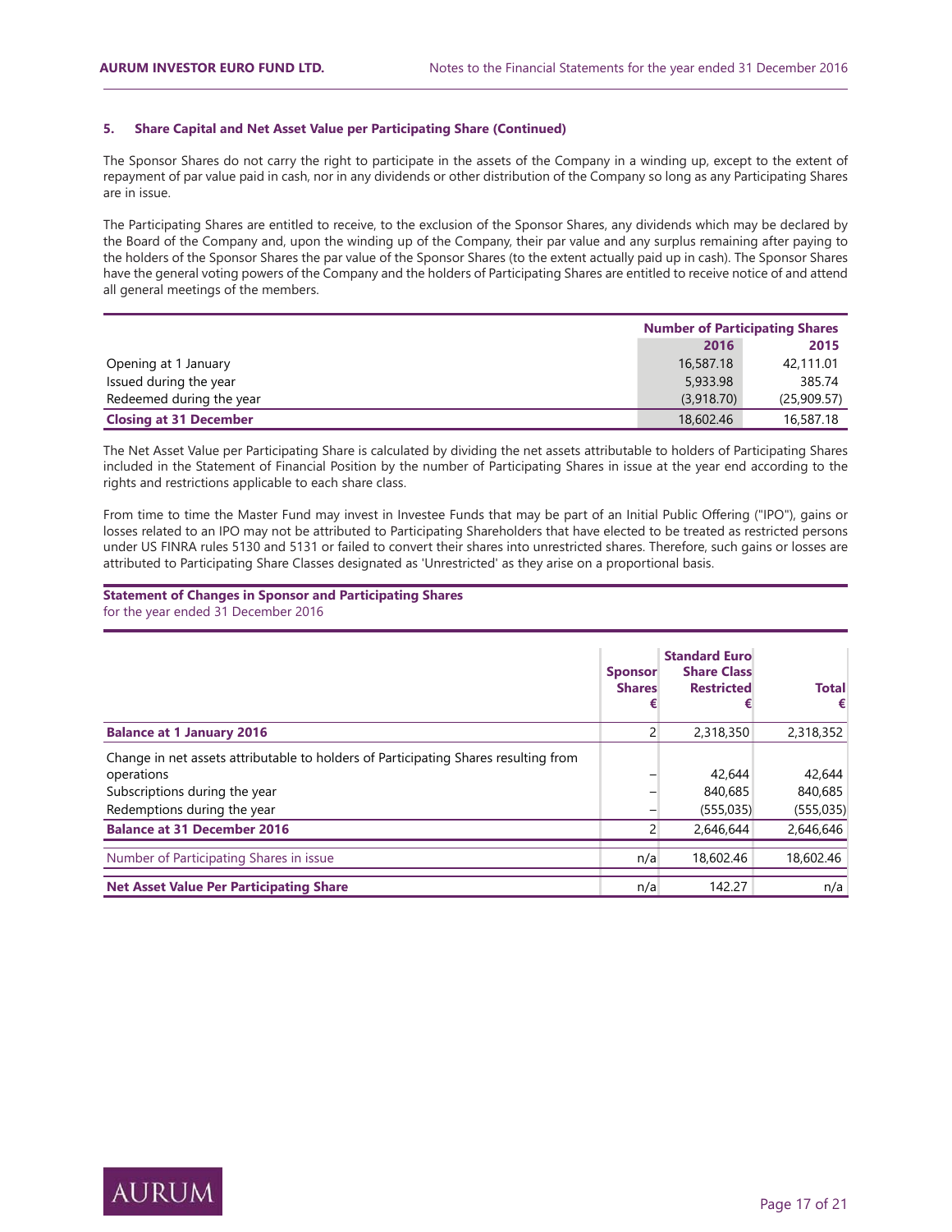### 5. Share Capital and Net Asset Value per Participating Share (Continued)

The Sponsor Shares do not carry the right to participate in the assets of the Company in a winding up, except to the extent of repayment of par value paid in cash, nor in any dividends or other distribution of the Company so long as any Participating Shares are in issue.

The Participating Shares are entitled to receive, to the exclusion of the Sponsor Shares, any dividends which may be declared by the Board of the Company and, upon the winding up of the Company, their par value and any surplus remaining after paying to the holders of the Sponsor Shares the par value of the Sponsor Shares (to the extent actually paid up in cash). The Sponsor Shares have the general voting powers of the Company and the holders of Participating Shares are entitled to receive notice of and attend all general meetings of the members.

| | Number of Participating Shares | |
|---|---|---|
| | 2016 | 2015 |
| Opening at 1 January | 16,587.18 | 42,111.01 |
| Issued during the year | 5,933.98 | 385.74 |
| Redeemed during the year | (3,918.70) | (25,909.57) |
| **Closing at 31 December** | 18,602.46 | 16,587.18 |

The Net Asset Value per Participating Share is calculated by dividing the net assets attributable to holders of Participating Shares included in the Statement of Financial Position by the number of Participating Shares in issue at the year end according to the rights and restrictions applicable to each share class.

From time to time the Master Fund may invest in Investee Funds that may be part of an Initial Public Offering ("IPO"), gains or losses related to an IPO may not be attributed to Participating Shareholders that have elected to be treated as restricted persons under US FINRA rules 5130 and 5131 or failed to convert their shares into unrestricted shares. Therefore, such gains or losses are attributed to Participating Share Classes designated as 'Unrestricted' as they arise on a proportional basis.

**Statement of Changes in Sponsor and Participating Shares**
for the year ended 31 December 2016

| | Sponsor Shares € | Standard Euro Share Class Restricted € | Total € |
|---|---|---|---|
| **Balance at 1 January 2016** | 2 | 2,318,350 | 2,318,352 |
| Change in net assets attributable to holders of Participating Shares resulting from operations | – | 42,644 | 42,644 |
| Subscriptions during the year | – | 840,685 | 840,685 |
| Redemptions during the year | – | (555,035) | (555,035) |
| **Balance at 31 December 2016** | 2 | 2,646,644 | 2,646,646 |
| Number of Participating Shares in issue | n/a | 18,602.46 | 18,602.46 |
| **Net Asset Value Per Participating Share** | n/a | 142.27 | n/a |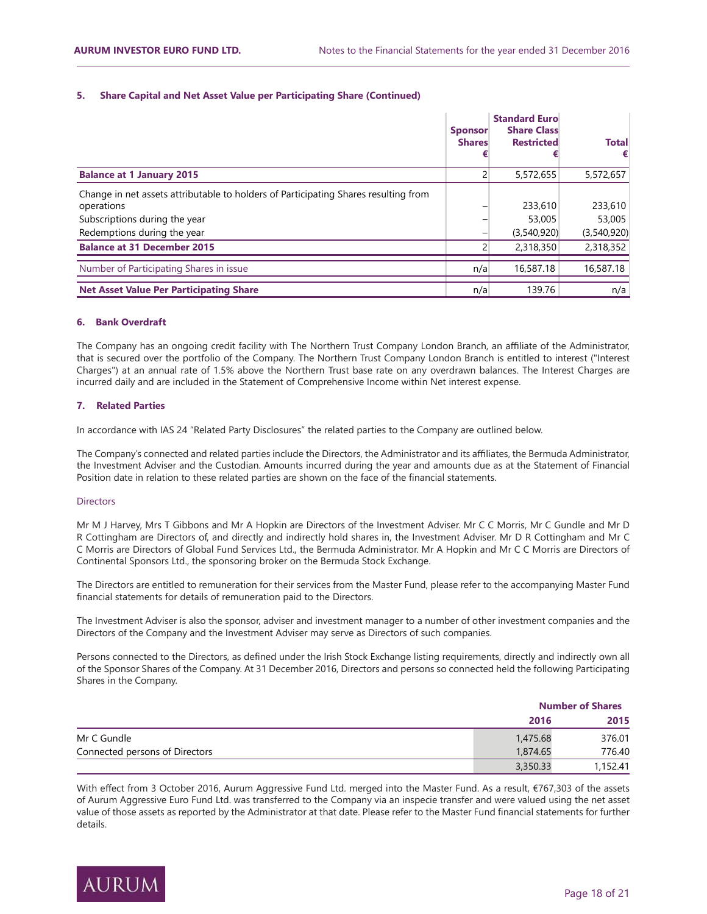### 5. Share Capital and Net Asset Value per Participating Share (Continued)

| | Sponsor Shares € | Standard Euro Share Class Restricted € | Total € |
|---|---|---|---|
| **Balance at 1 January 2015** | 2 | 5,572,655 | 5,572,657 |
| Change in net assets attributable to holders of Participating Shares resulting from operations | – | 233,610 | 233,610 |
| Subscriptions during the year | – | 53,005 | 53,005 |
| Redemptions during the year | – | (3,540,920) | (3,540,920) |
| **Balance at 31 December 2015** | 2 | 2,318,350 | 2,318,352 |
| Number of Participating Shares in issue | n/a | 16,587.18 | 16,587.18 |
| **Net Asset Value Per Participating Share** | n/a | 139.76 | n/a |

### 6. Bank Overdraft

The Company has an ongoing credit facility with The Northern Trust Company London Branch, an affiliate of the Administrator, that is secured over the portfolio of the Company. The Northern Trust Company London Branch is entitled to interest ("Interest Charges") at an annual rate of 1.5% above the Northern Trust base rate on any overdrawn balances. The Interest Charges are incurred daily and are included in the Statement of Comprehensive Income within Net interest expense.

### 7. Related Parties

In accordance with IAS 24 "Related Party Disclosures" the related parties to the Company are outlined below.

The Company's connected and related parties include the Directors, the Administrator and its affiliates, the Bermuda Administrator, the Investment Adviser and the Custodian. Amounts incurred during the year and amounts due as at the Statement of Financial Position date in relation to these related parties are shown on the face of the financial statements.

#### Directors

Mr M J Harvey, Mrs T Gibbons and Mr A Hopkin are Directors of the Investment Adviser. Mr C C Morris, Mr C Gundle and Mr D R Cottingham are Directors of, and directly and indirectly hold shares in, the Investment Adviser. Mr D R Cottingham and Mr C C Morris are Directors of Global Fund Services Ltd., the Bermuda Administrator. Mr A Hopkin and Mr C C Morris are Directors of Continental Sponsors Ltd., the sponsoring broker on the Bermuda Stock Exchange.

The Directors are entitled to remuneration for their services from the Master Fund, please refer to the accompanying Master Fund financial statements for details of remuneration paid to the Directors.

The Investment Adviser is also the sponsor, adviser and investment manager to a number of other investment companies and the Directors of the Company and the Investment Adviser may serve as Directors of such companies.

Persons connected to the Directors, as defined under the Irish Stock Exchange listing requirements, directly and indirectly own all of the Sponsor Shares of the Company. At 31 December 2016, Directors and persons so connected held the following Participating Shares in the Company.

| | Number of Shares | |
|---|---|---|
| | 2016 | 2015 |
| Mr C Gundle | 1,475.68 | 376.01 |
| Connected persons of Directors | 1,874.65 | 776.40 |
| | 3,350.33 | 1,152.41 |

With effect from 3 October 2016, Aurum Aggressive Fund Ltd. merged into the Master Fund. As a result, €767,303 of the assets of Aurum Aggressive Euro Fund Ltd. was transferred to the Company via an inspecie transfer and were valued using the net asset value of those assets as reported by the Administrator at that date. Please refer to the Master Fund financial statements for further details.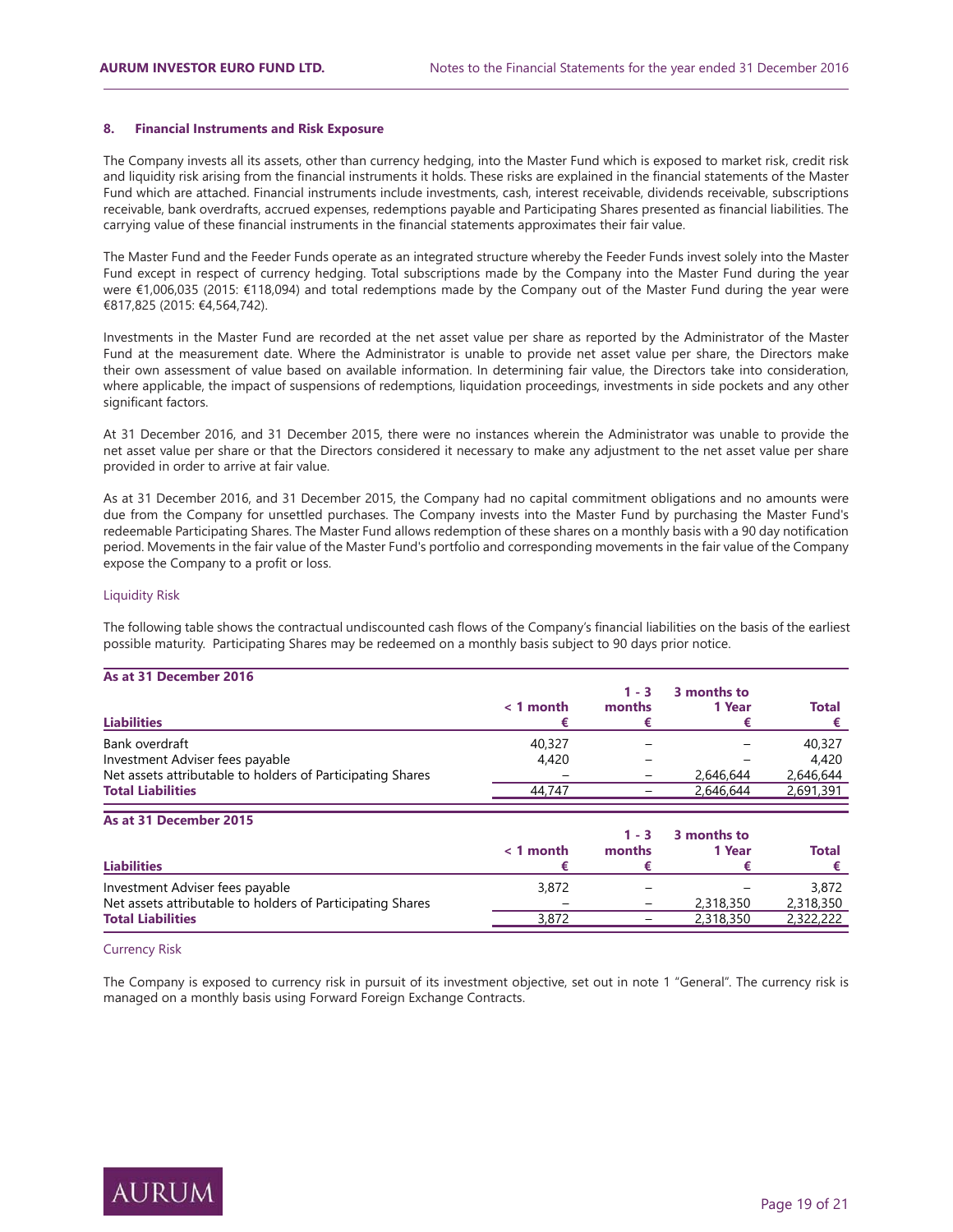## 8. Financial Instruments and Risk Exposure

The Company invests all its assets, other than currency hedging, into the Master Fund which is exposed to market risk, credit risk and liquidity risk arising from the financial instruments it holds. These risks are explained in the financial statements of the Master Fund which are attached. Financial instruments include investments, cash, interest receivable, dividends receivable, subscriptions receivable, bank overdrafts, accrued expenses, redemptions payable and Participating Shares presented as financial liabilities. The carrying value of these financial instruments in the financial statements approximates their fair value.

The Master Fund and the Feeder Funds operate as an integrated structure whereby the Feeder Funds invest solely into the Master Fund except in respect of currency hedging. Total subscriptions made by the Company into the Master Fund during the year were €1,006,035 (2015: €118,094) and total redemptions made by the Company out of the Master Fund during the year were €817,825 (2015: €4,564,742).

Investments in the Master Fund are recorded at the net asset value per share as reported by the Administrator of the Master Fund at the measurement date. Where the Administrator is unable to provide net asset value per share, the Directors make their own assessment of value based on available information. In determining fair value, the Directors take into consideration, where applicable, the impact of suspensions of redemptions, liquidation proceedings, investments in side pockets and any other significant factors.

At 31 December 2016, and 31 December 2015, there were no instances wherein the Administrator was unable to provide the net asset value per share or that the Directors considered it necessary to make any adjustment to the net asset value per share provided in order to arrive at fair value.

As at 31 December 2016, and 31 December 2015, the Company had no capital commitment obligations and no amounts were due from the Company for unsettled purchases. The Company invests into the Master Fund by purchasing the Master Fund's redeemable Participating Shares. The Master Fund allows redemption of these shares on a monthly basis with a 90 day notification period. Movements in the fair value of the Master Fund's portfolio and corresponding movements in the fair value of the Company expose the Company to a profit or loss.

### Liquidity Risk

The following table shows the contractual undiscounted cash flows of the Company's financial liabilities on the basis of the earliest possible maturity. Participating Shares may be redeemed on a monthly basis subject to 90 days prior notice.

**As at 31 December 2016**

| Liabilities | < 1 month € | 1 - 3 months € | 3 months to 1 Year € | Total € |
|---|---|---|---|---|
| Bank overdraft | 40,327 | – | – | 40,327 |
| Investment Adviser fees payable | 4,420 | – | – | 4,420 |
| Net assets attributable to holders of Participating Shares | – | – | 2,646,644 | 2,646,644 |
| **Total Liabilities** | 44,747 | – | 2,646,644 | 2,691,391 |

**As at 31 December 2015**

| Liabilities | < 1 month € | 1 - 3 months € | 3 months to 1 Year € | Total € |
|---|---|---|---|---|
| Investment Adviser fees payable | 3,872 | – | – | 3,872 |
| Net assets attributable to holders of Participating Shares | – | – | 2,318,350 | 2,318,350 |
| **Total Liabilities** | 3,872 | – | 2,318,350 | 2,322,222 |

### Currency Risk

The Company is exposed to currency risk in pursuit of its investment objective, set out in note 1 "General". The currency risk is managed on a monthly basis using Forward Foreign Exchange Contracts.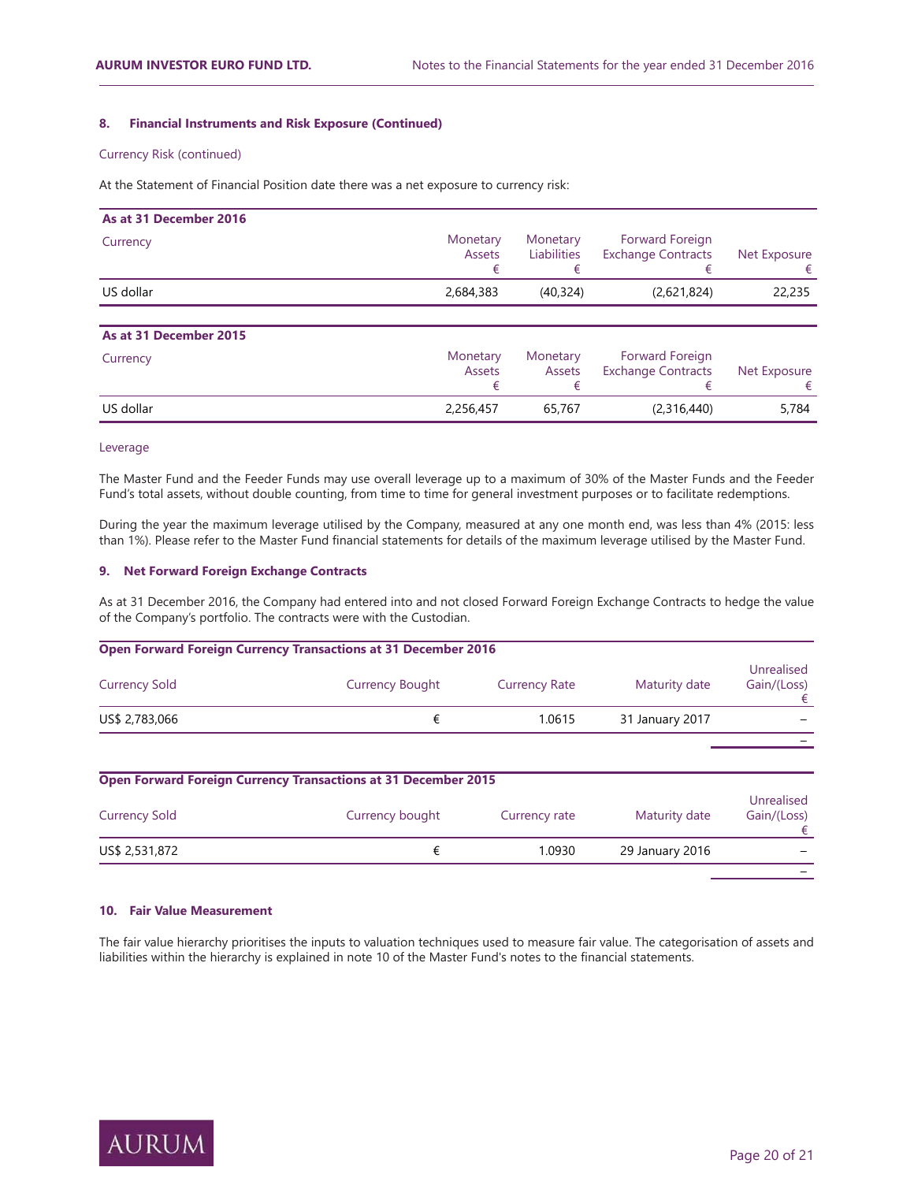**8. Financial Instruments and Risk Exposure (Continued)**

Currency Risk (continued)

At the Statement of Financial Position date there was a net exposure to currency risk:

| As at 31 December 2016 | | | | |
|---|---|---|---|---|
| Currency | Monetary Assets € | Monetary Liabilities € | Forward Foreign Exchange Contracts € | Net Exposure € |
| US dollar | 2,684,383 | (40,324) | (2,621,824) | 22,235 |

| As at 31 December 2015 | | | | |
|---|---|---|---|---|
| Currency | Monetary Assets € | Monetary Assets € | Forward Foreign Exchange Contracts € | Net Exposure € |
| US dollar | 2,256,457 | 65,767 | (2,316,440) | 5,784 |

Leverage

The Master Fund and the Feeder Funds may use overall leverage up to a maximum of 30% of the Master Funds and the Feeder Fund's total assets, without double counting, from time to time for general investment purposes or to facilitate redemptions.

During the year the maximum leverage utilised by the Company, measured at any one month end, was less than 4% (2015: less than 1%). Please refer to the Master Fund financial statements for details of the maximum leverage utilised by the Master Fund.

**9. Net Forward Foreign Exchange Contracts**

As at 31 December 2016, the Company had entered into and not closed Forward Foreign Exchange Contracts to hedge the value of the Company's portfolio. The contracts were with the Custodian.

**Open Forward Foreign Currency Transactions at 31 December 2016**

| Currency Sold | Currency Bought | Currency Rate | Maturity date | Unrealised Gain/(Loss) € |
|---|---|---|---|---|
| US$ 2,783,066 | € | 1.0615 | 31 January 2017 | – |
| | | | | – |

**Open Forward Foreign Currency Transactions at 31 December 2015**

| Currency Sold | Currency bought | Currency rate | Maturity date | Unrealised Gain/(Loss) € |
|---|---|---|---|---|
| US$ 2,531,872 | € | 1.0930 | 29 January 2016 | – |
| | | | | – |

**10. Fair Value Measurement**

The fair value hierarchy prioritises the inputs to valuation techniques used to measure fair value. The categorisation of assets and liabilities within the hierarchy is explained in note 10 of the Master Fund's notes to the financial statements.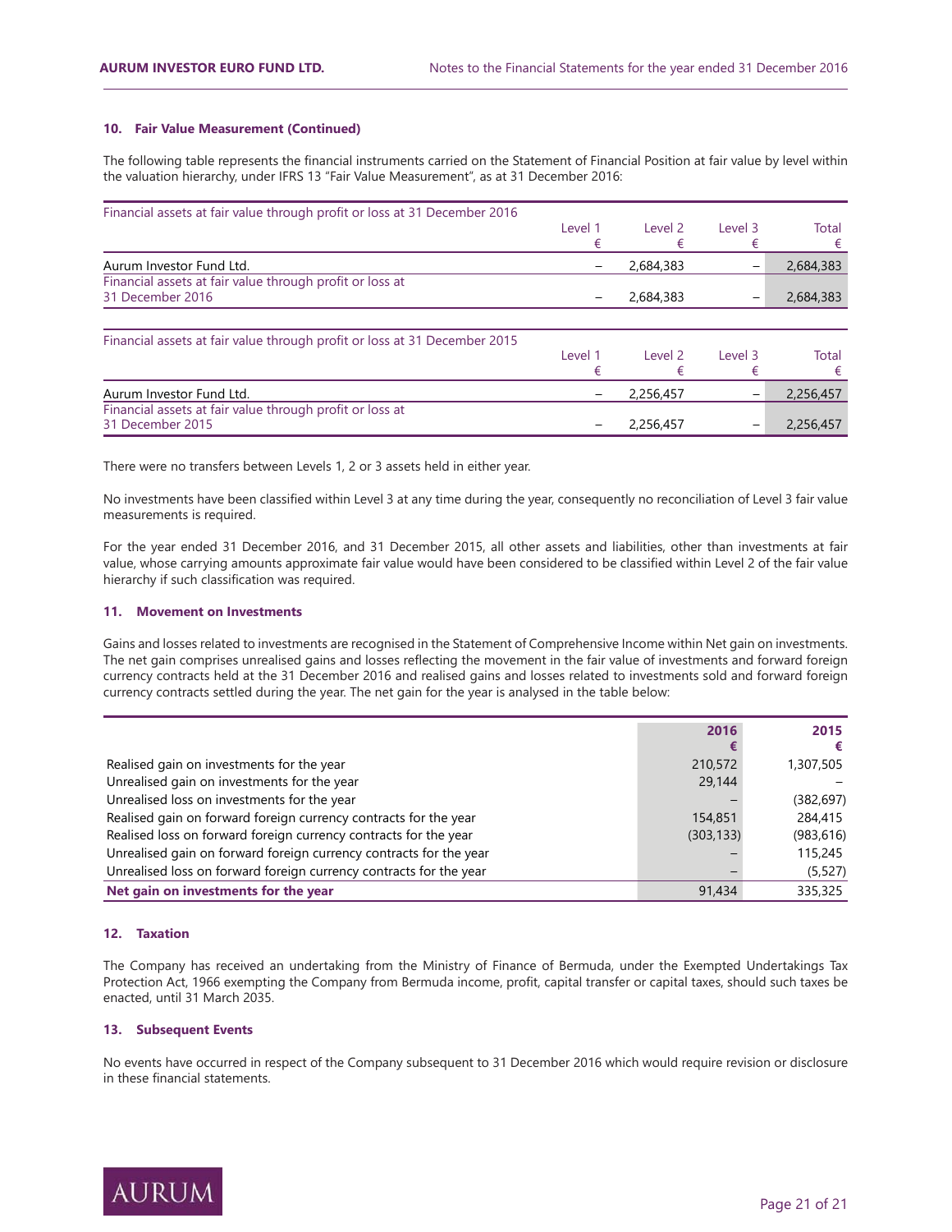### 10. Fair Value Measurement (Continued)

The following table represents the financial instruments carried on the Statement of Financial Position at fair value by level within the valuation hierarchy, under IFRS 13 "Fair Value Measurement", as at 31 December 2016:

| Financial assets at fair value through profit or loss at 31 December 2016 | Level 1 € | Level 2 € | Level 3 € | Total € |
|---|---|---|---|---|
| Aurum Investor Fund Ltd. | – | 2,684,383 | – | 2,684,383 |
| Financial assets at fair value through profit or loss at 31 December 2016 | – | 2,684,383 | – | 2,684,383 |

| Financial assets at fair value through profit or loss at 31 December 2015 | Level 1 € | Level 2 € | Level 3 € | Total € |
|---|---|---|---|---|
| Aurum Investor Fund Ltd. | – | 2,256,457 | – | 2,256,457 |
| Financial assets at fair value through profit or loss at 31 December 2015 | – | 2,256,457 | – | 2,256,457 |

There were no transfers between Levels 1, 2 or 3 assets held in either year.

No investments have been classified within Level 3 at any time during the year, consequently no reconciliation of Level 3 fair value measurements is required.

For the year ended 31 December 2016, and 31 December 2015, all other assets and liabilities, other than investments at fair value, whose carrying amounts approximate fair value would have been considered to be classified within Level 2 of the fair value hierarchy if such classification was required.

### 11. Movement on Investments

Gains and losses related to investments are recognised in the Statement of Comprehensive Income within Net gain on investments. The net gain comprises unrealised gains and losses reflecting the movement in the fair value of investments and forward foreign currency contracts held at the 31 December 2016 and realised gains and losses related to investments sold and forward foreign currency contracts settled during the year. The net gain for the year is analysed in the table below:

| | 2016 € | 2015 € |
|---|---|---|
| Realised gain on investments for the year | 210,572 | 1,307,505 |
| Unrealised gain on investments for the year | 29,144 | – |
| Unrealised loss on investments for the year | – | (382,697) |
| Realised gain on forward foreign currency contracts for the year | 154,851 | 284,415 |
| Realised loss on forward foreign currency contracts for the year | (303,133) | (983,616) |
| Unrealised gain on forward foreign currency contracts for the year | – | 115,245 |
| Unrealised loss on forward foreign currency contracts for the year | – | (5,527) |
| **Net gain on investments for the year** | 91,434 | 335,325 |

### 12. Taxation

The Company has received an undertaking from the Ministry of Finance of Bermuda, under the Exempted Undertakings Tax Protection Act, 1966 exempting the Company from Bermuda income, profit, capital transfer or capital taxes, should such taxes be enacted, until 31 March 2035.

### 13. Subsequent Events

No events have occurred in respect of the Company subsequent to 31 December 2016 which would require revision or disclosure in these financial statements.